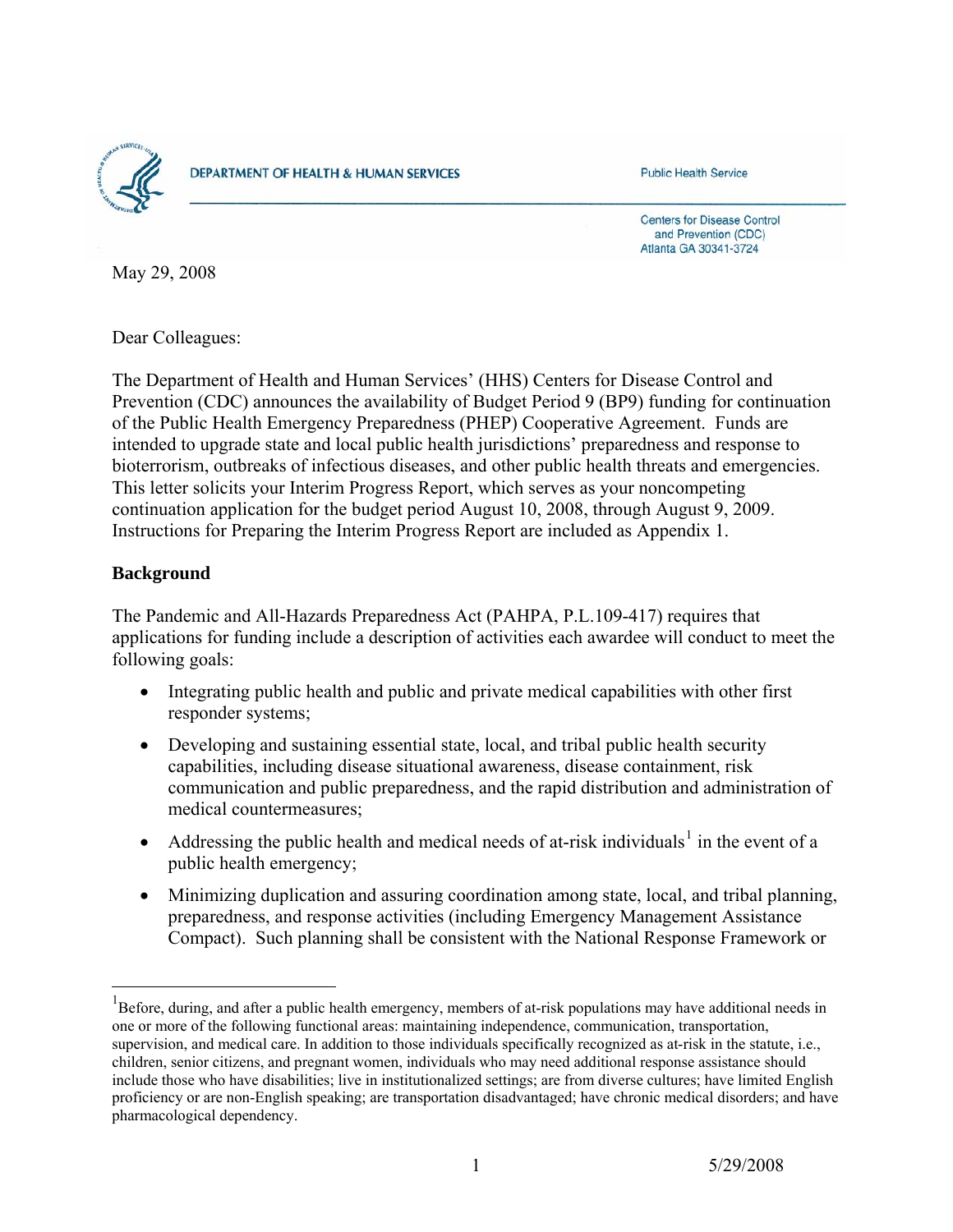DEPARTMENT OF HEALTH & HUMAN SERVICES

Public Health Service

Centers for Disease Control and Prevention (CDC)
Atlanta GA 30341-3724

May 29, 2008

Dear Colleagues:

The Department of Health and Human Services' (HHS) Centers for Disease Control and Prevention (CDC) announces the availability of Budget Period 9 (BP9) funding for continuation of the Public Health Emergency Preparedness (PHEP) Cooperative Agreement. Funds are intended to upgrade state and local public health jurisdictions' preparedness and response to bioterrorism, outbreaks of infectious diseases, and other public health threats and emergencies. This letter solicits your Interim Progress Report, which serves as your noncompeting continuation application for the budget period August 10, 2008, through August 9, 2009. Instructions for Preparing the Interim Progress Report are included as Appendix 1.

**Background**

The Pandemic and All-Hazards Preparedness Act (PAHPA, P.L.109-417) requires that applications for funding include a description of activities each awardee will conduct to meet the following goals:

- Integrating public health and public and private medical capabilities with other first responder systems;
- Developing and sustaining essential state, local, and tribal public health security capabilities, including disease situational awareness, disease containment, risk communication and public preparedness, and the rapid distribution and administration of medical countermeasures;
- Addressing the public health and medical needs of at-risk individuals[1] in the event of a public health emergency;
- Minimizing duplication and assuring coordination among state, local, and tribal planning, preparedness, and response activities (including Emergency Management Assistance Compact). Such planning shall be consistent with the National Response Framework or

[1] Before, during, and after a public health emergency, members of at-risk populations may have additional needs in one or more of the following functional areas: maintaining independence, communication, transportation, supervision, and medical care. In addition to those individuals specifically recognized as at-risk in the statute, i.e., children, senior citizens, and pregnant women, individuals who may need additional response assistance should include those who have disabilities; live in institutionalized settings; are from diverse cultures; have limited English proficiency or are non-English speaking; are transportation disadvantaged; have chronic medical disorders; and have pharmacological dependency.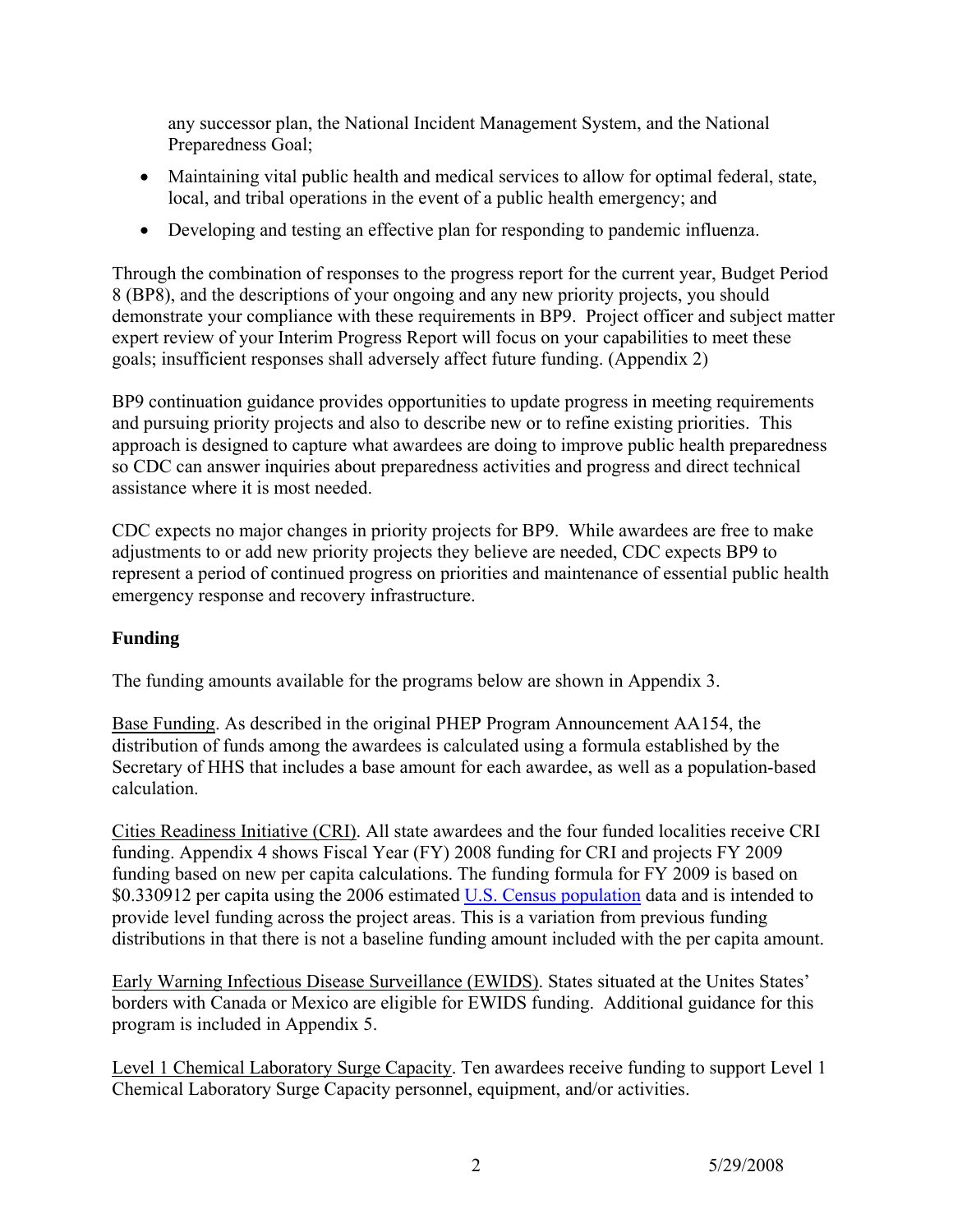any successor plan, the National Incident Management System, and the National Preparedness Goal;

- Maintaining vital public health and medical services to allow for optimal federal, state, local, and tribal operations in the event of a public health emergency; and
- Developing and testing an effective plan for responding to pandemic influenza.

Through the combination of responses to the progress report for the current year, Budget Period 8 (BP8), and the descriptions of your ongoing and any new priority projects, you should demonstrate your compliance with these requirements in BP9. Project officer and subject matter expert review of your Interim Progress Report will focus on your capabilities to meet these goals; insufficient responses shall adversely affect future funding. (Appendix 2)

BP9 continuation guidance provides opportunities to update progress in meeting requirements and pursuing priority projects and also to describe new or to refine existing priorities. This approach is designed to capture what awardees are doing to improve public health preparedness so CDC can answer inquiries about preparedness activities and progress and direct technical assistance where it is most needed.

CDC expects no major changes in priority projects for BP9. While awardees are free to make adjustments to or add new priority projects they believe are needed, CDC expects BP9 to represent a period of continued progress on priorities and maintenance of essential public health emergency response and recovery infrastructure.

## Funding

The funding amounts available for the programs below are shown in Appendix 3.

Base Funding. As described in the original PHEP Program Announcement AA154, the distribution of funds among the awardees is calculated using a formula established by the Secretary of HHS that includes a base amount for each awardee, as well as a population-based calculation.

Cities Readiness Initiative (CRI). All state awardees and the four funded localities receive CRI funding. Appendix 4 shows Fiscal Year (FY) 2008 funding for CRI and projects FY 2009 funding based on new per capita calculations. The funding formula for FY 2009 is based on $0.330912 per capita using the 2006 estimated U.S. Census population data and is intended to provide level funding across the project areas. This is a variation from previous funding distributions in that there is not a baseline funding amount included with the per capita amount.

Early Warning Infectious Disease Surveillance (EWIDS). States situated at the Unites States' borders with Canada or Mexico are eligible for EWIDS funding. Additional guidance for this program is included in Appendix 5.

Level 1 Chemical Laboratory Surge Capacity. Ten awardees receive funding to support Level 1 Chemical Laboratory Surge Capacity personnel, equipment, and/or activities.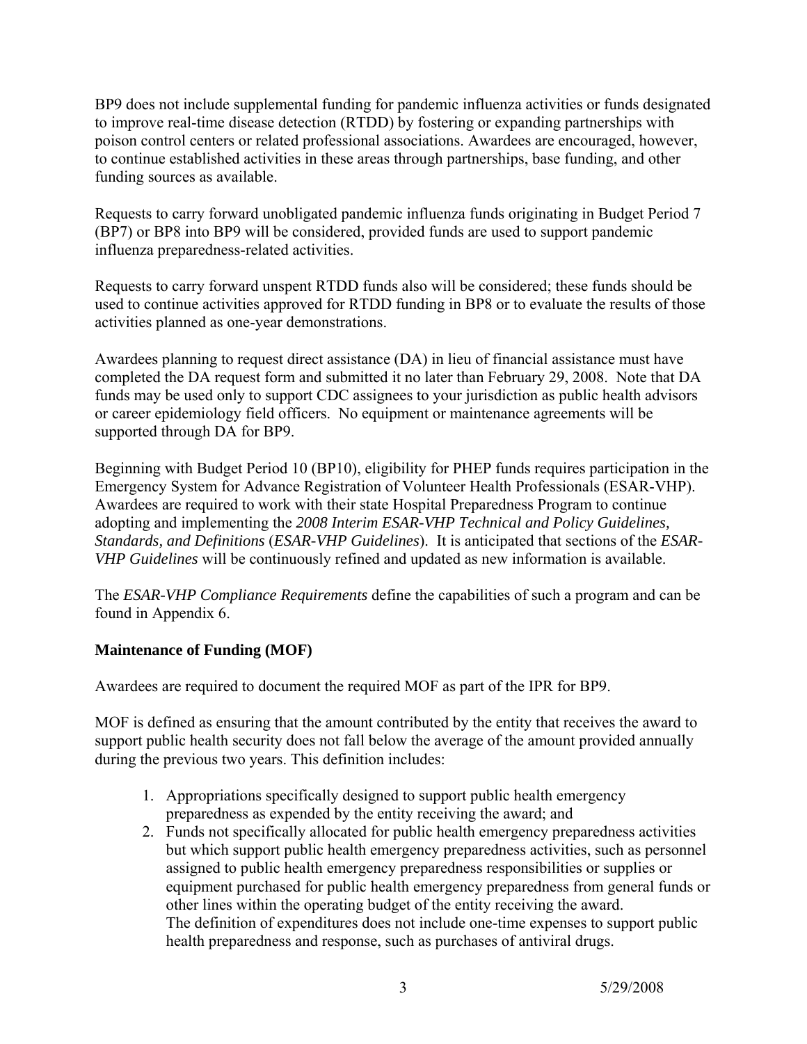BP9 does not include supplemental funding for pandemic influenza activities or funds designated to improve real-time disease detection (RTDD) by fostering or expanding partnerships with poison control centers or related professional associations. Awardees are encouraged, however, to continue established activities in these areas through partnerships, base funding, and other funding sources as available.

Requests to carry forward unobligated pandemic influenza funds originating in Budget Period 7 (BP7) or BP8 into BP9 will be considered, provided funds are used to support pandemic influenza preparedness-related activities.

Requests to carry forward unspent RTDD funds also will be considered; these funds should be used to continue activities approved for RTDD funding in BP8 or to evaluate the results of those activities planned as one-year demonstrations.

Awardees planning to request direct assistance (DA) in lieu of financial assistance must have completed the DA request form and submitted it no later than February 29, 2008. Note that DA funds may be used only to support CDC assignees to your jurisdiction as public health advisors or career epidemiology field officers. No equipment or maintenance agreements will be supported through DA for BP9.

Beginning with Budget Period 10 (BP10), eligibility for PHEP funds requires participation in the Emergency System for Advance Registration of Volunteer Health Professionals (ESAR-VHP). Awardees are required to work with their state Hospital Preparedness Program to continue adopting and implementing the *2008 Interim ESAR-VHP Technical and Policy Guidelines, Standards, and Definitions* (*ESAR-VHP Guidelines*). It is anticipated that sections of the *ESAR-VHP Guidelines* will be continuously refined and updated as new information is available.

The *ESAR-VHP Compliance Requirements* define the capabilities of such a program and can be found in Appendix 6.

**Maintenance of Funding (MOF)**

Awardees are required to document the required MOF as part of the IPR for BP9.

MOF is defined as ensuring that the amount contributed by the entity that receives the award to support public health security does not fall below the average of the amount provided annually during the previous two years. This definition includes:

1. Appropriations specifically designed to support public health emergency preparedness as expended by the entity receiving the award; and
2. Funds not specifically allocated for public health emergency preparedness activities but which support public health emergency preparedness activities, such as personnel assigned to public health emergency preparedness responsibilities or supplies or equipment purchased for public health emergency preparedness from general funds or other lines within the operating budget of the entity receiving the award.
   The definition of expenditures does not include one-time expenses to support public health preparedness and response, such as purchases of antiviral drugs.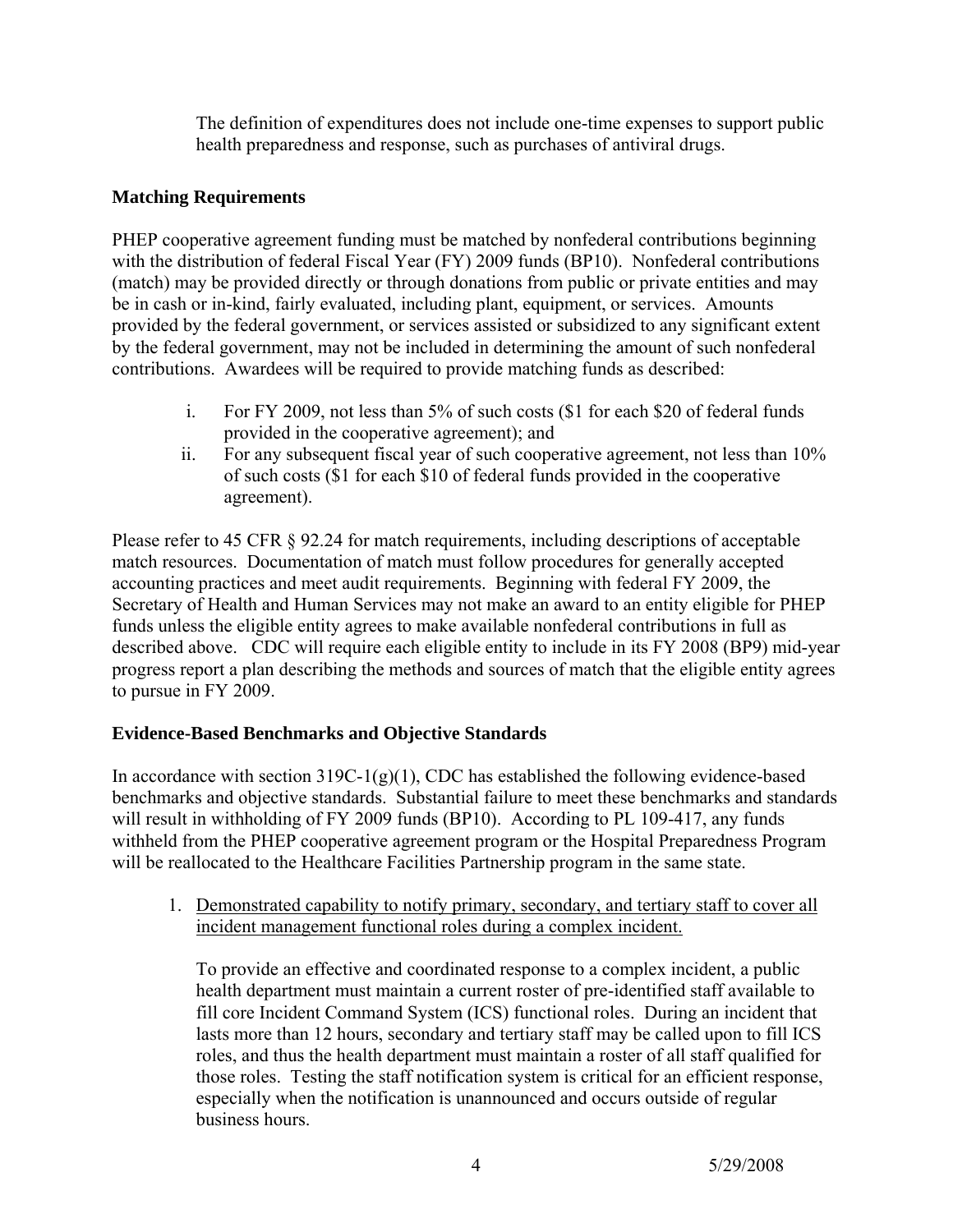The definition of expenditures does not include one-time expenses to support public health preparedness and response, such as purchases of antiviral drugs.

**Matching Requirements**

PHEP cooperative agreement funding must be matched by nonfederal contributions beginning with the distribution of federal Fiscal Year (FY) 2009 funds (BP10). Nonfederal contributions (match) may be provided directly or through donations from public or private entities and may be in cash or in-kind, fairly evaluated, including plant, equipment, or services. Amounts provided by the federal government, or services assisted or subsidized to any significant extent by the federal government, may not be included in determining the amount of such nonfederal contributions. Awardees will be required to provide matching funds as described:

i. For FY 2009, not less than 5% of such costs ($1 for each $20 of federal funds provided in the cooperative agreement); and
ii. For any subsequent fiscal year of such cooperative agreement, not less than 10% of such costs ($1 for each $10 of federal funds provided in the cooperative agreement).

Please refer to 45 CFR § 92.24 for match requirements, including descriptions of acceptable match resources. Documentation of match must follow procedures for generally accepted accounting practices and meet audit requirements. Beginning with federal FY 2009, the Secretary of Health and Human Services may not make an award to an entity eligible for PHEP funds unless the eligible entity agrees to make available nonfederal contributions in full as described above. CDC will require each eligible entity to include in its FY 2008 (BP9) mid-year progress report a plan describing the methods and sources of match that the eligible entity agrees to pursue in FY 2009.

**Evidence-Based Benchmarks and Objective Standards**

In accordance with section 319C-1(g)(1), CDC has established the following evidence-based benchmarks and objective standards. Substantial failure to meet these benchmarks and standards will result in withholding of FY 2009 funds (BP10). According to PL 109-417, any funds withheld from the PHEP cooperative agreement program or the Hospital Preparedness Program will be reallocated to the Healthcare Facilities Partnership program in the same state.

1. <u>Demonstrated capability to notify primary, secondary, and tertiary staff to cover all incident management functional roles during a complex incident.</u>

   To provide an effective and coordinated response to a complex incident, a public health department must maintain a current roster of pre-identified staff available to fill core Incident Command System (ICS) functional roles. During an incident that lasts more than 12 hours, secondary and tertiary staff may be called upon to fill ICS roles, and thus the health department must maintain a roster of all staff qualified for those roles. Testing the staff notification system is critical for an efficient response, especially when the notification is unannounced and occurs outside of regular business hours.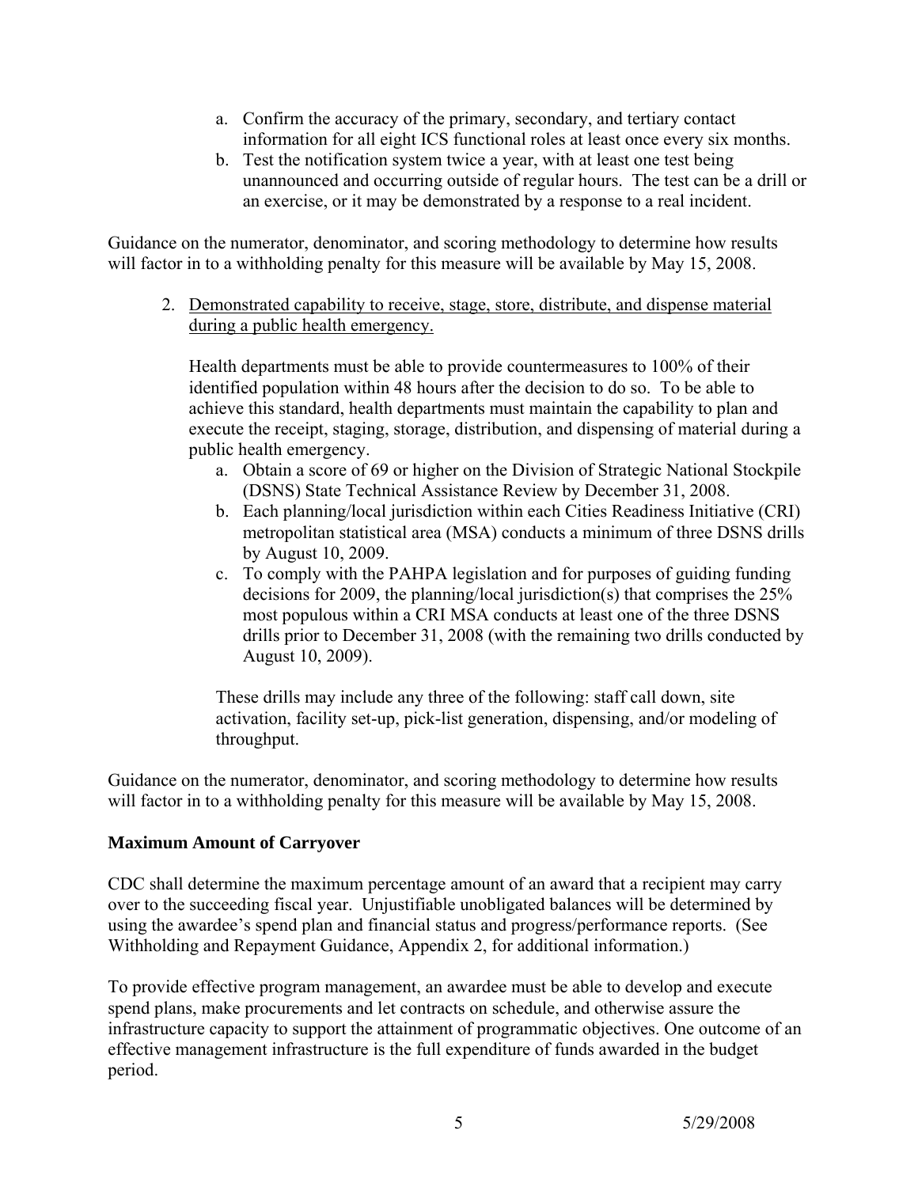a. Confirm the accuracy of the primary, secondary, and tertiary contact information for all eight ICS functional roles at least once every six months.
   b. Test the notification system twice a year, with at least one test being unannounced and occurring outside of regular hours. The test can be a drill or an exercise, or it may be demonstrated by a response to a real incident.

Guidance on the numerator, denominator, and scoring methodology to determine how results will factor in to a withholding penalty for this measure will be available by May 15, 2008.

2. <u>Demonstrated capability to receive, stage, store, distribute, and dispense material during a public health emergency.</u>

   Health departments must be able to provide countermeasures to 100% of their identified population within 48 hours after the decision to do so. To be able to achieve this standard, health departments must maintain the capability to plan and execute the receipt, staging, storage, distribution, and dispensing of material during a public health emergency.

   a. Obtain a score of 69 or higher on the Division of Strategic National Stockpile (DSNS) State Technical Assistance Review by December 31, 2008.
   b. Each planning/local jurisdiction within each Cities Readiness Initiative (CRI) metropolitan statistical area (MSA) conducts a minimum of three DSNS drills by August 10, 2009.
   c. To comply with the PAHPA legislation and for purposes of guiding funding decisions for 2009, the planning/local jurisdiction(s) that comprises the 25% most populous within a CRI MSA conducts at least one of the three DSNS drills prior to December 31, 2008 (with the remaining two drills conducted by August 10, 2009).

   These drills may include any three of the following: staff call down, site activation, facility set-up, pick-list generation, dispensing, and/or modeling of throughput.

Guidance on the numerator, denominator, and scoring methodology to determine how results will factor in to a withholding penalty for this measure will be available by May 15, 2008.

**Maximum Amount of Carryover**

CDC shall determine the maximum percentage amount of an award that a recipient may carry over to the succeeding fiscal year. Unjustifiable unobligated balances will be determined by using the awardee's spend plan and financial status and progress/performance reports. (See Withholding and Repayment Guidance, Appendix 2, for additional information.)

To provide effective program management, an awardee must be able to develop and execute spend plans, make procurements and let contracts on schedule, and otherwise assure the infrastructure capacity to support the attainment of programmatic objectives. One outcome of an effective management infrastructure is the full expenditure of funds awarded in the budget period.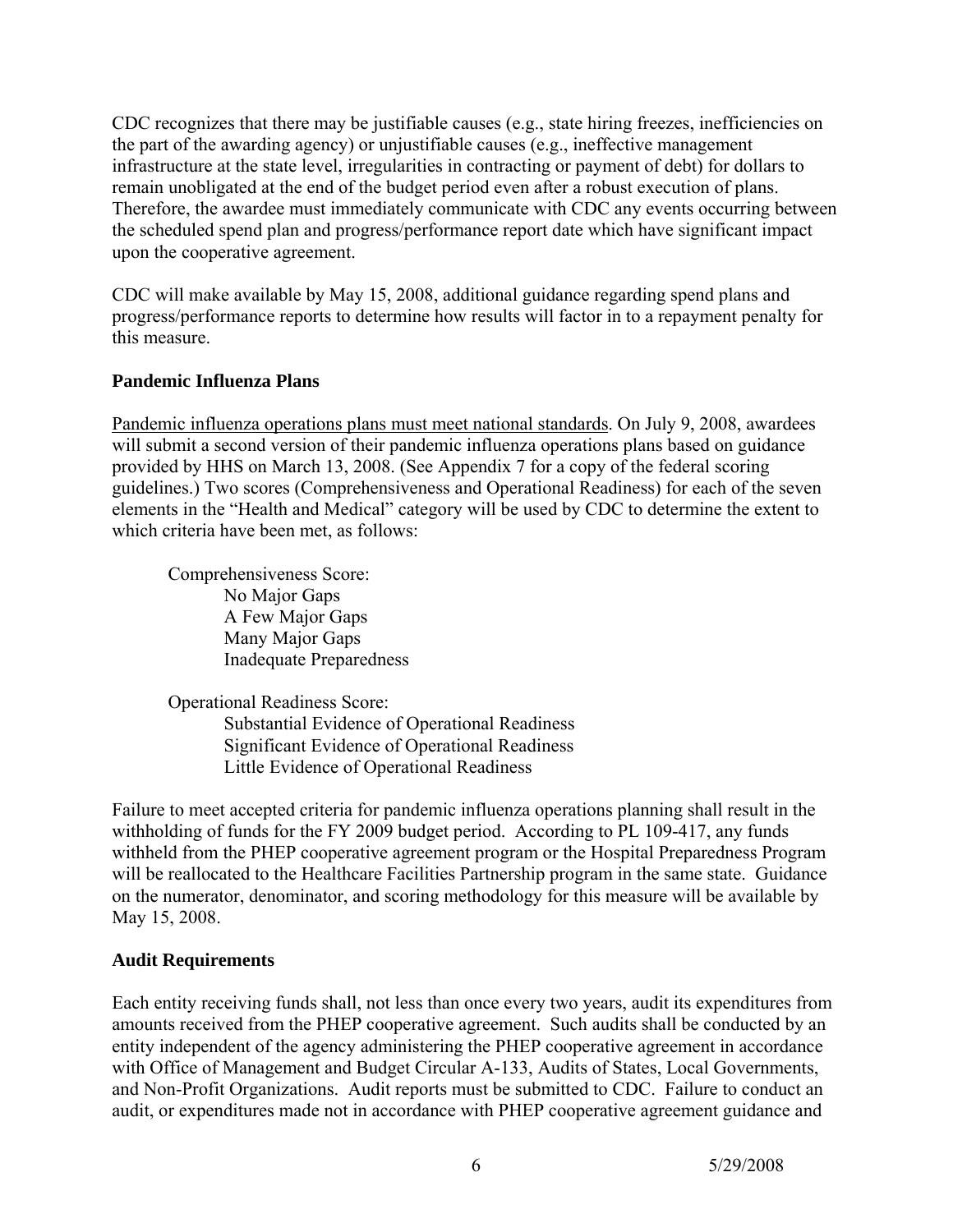CDC recognizes that there may be justifiable causes (e.g., state hiring freezes, inefficiencies on the part of the awarding agency) or unjustifiable causes (e.g., ineffective management infrastructure at the state level, irregularities in contracting or payment of debt) for dollars to remain unobligated at the end of the budget period even after a robust execution of plans. Therefore, the awardee must immediately communicate with CDC any events occurring between the scheduled spend plan and progress/performance report date which have significant impact upon the cooperative agreement.

CDC will make available by May 15, 2008, additional guidance regarding spend plans and progress/performance reports to determine how results will factor in to a repayment penalty for this measure.

**Pandemic Influenza Plans**

Pandemic influenza operations plans must meet national standards. On July 9, 2008, awardees will submit a second version of their pandemic influenza operations plans based on guidance provided by HHS on March 13, 2008. (See Appendix 7 for a copy of the federal scoring guidelines.) Two scores (Comprehensiveness and Operational Readiness) for each of the seven elements in the "Health and Medical" category will be used by CDC to determine the extent to which criteria have been met, as follows:

Comprehensiveness Score:
- No Major Gaps
- A Few Major Gaps
- Many Major Gaps
- Inadequate Preparedness

Operational Readiness Score:
- Substantial Evidence of Operational Readiness
- Significant Evidence of Operational Readiness
- Little Evidence of Operational Readiness

Failure to meet accepted criteria for pandemic influenza operations planning shall result in the withholding of funds for the FY 2009 budget period. According to PL 109-417, any funds withheld from the PHEP cooperative agreement program or the Hospital Preparedness Program will be reallocated to the Healthcare Facilities Partnership program in the same state. Guidance on the numerator, denominator, and scoring methodology for this measure will be available by May 15, 2008.

**Audit Requirements**

Each entity receiving funds shall, not less than once every two years, audit its expenditures from amounts received from the PHEP cooperative agreement. Such audits shall be conducted by an entity independent of the agency administering the PHEP cooperative agreement in accordance with Office of Management and Budget Circular A-133, Audits of States, Local Governments, and Non-Profit Organizations. Audit reports must be submitted to CDC. Failure to conduct an audit, or expenditures made not in accordance with PHEP cooperative agreement guidance and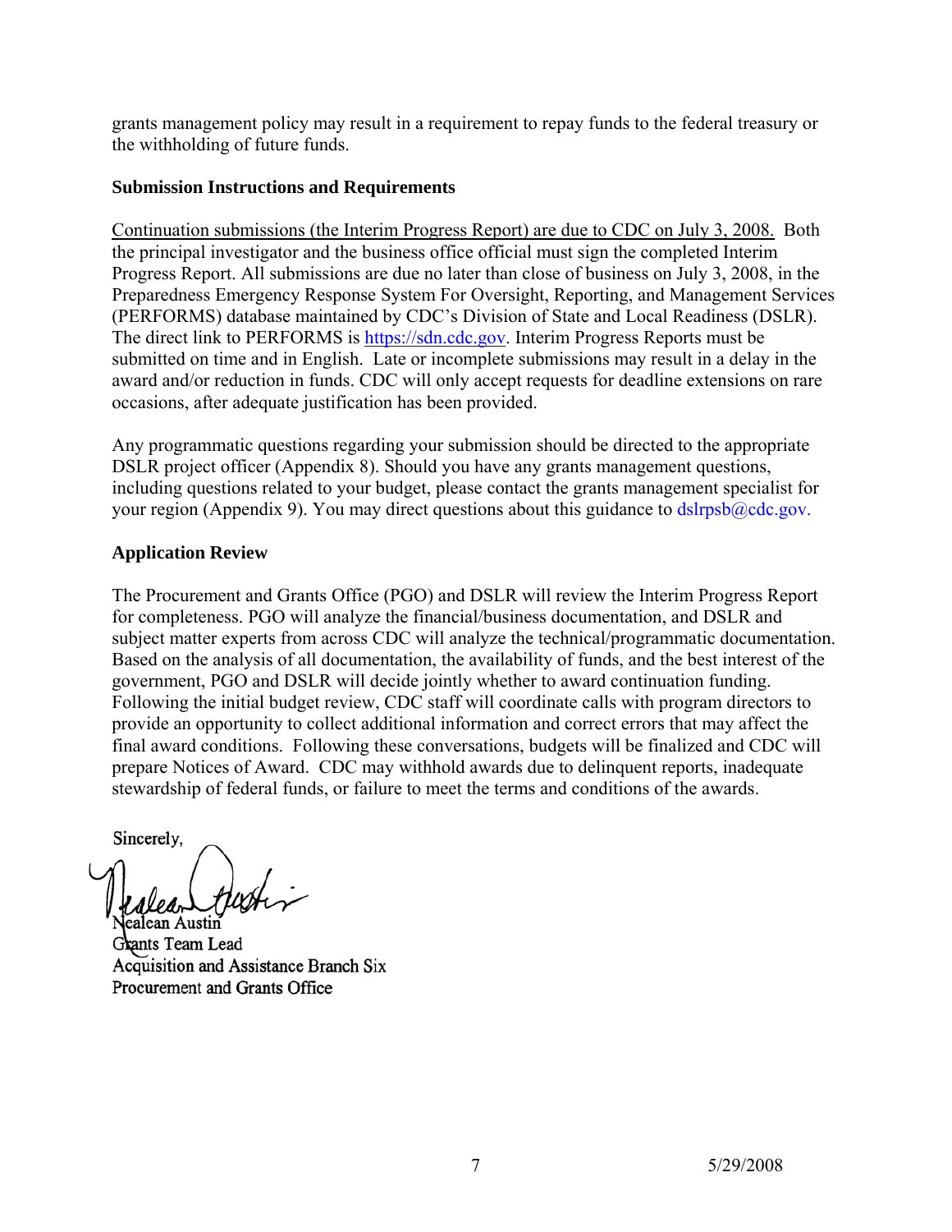grants management policy may result in a requirement to repay funds to the federal treasury or the withholding of future funds.

**Submission Instructions and Requirements**

Continuation submissions (the Interim Progress Report) are due to CDC on July 3, 2008. Both the principal investigator and the business office official must sign the completed Interim Progress Report. All submissions are due no later than close of business on July 3, 2008, in the Preparedness Emergency Response System For Oversight, Reporting, and Management Services (PERFORMS) database maintained by CDC's Division of State and Local Readiness (DSLR). The direct link to PERFORMS is https://sdn.cdc.gov. Interim Progress Reports must be submitted on time and in English. Late or incomplete submissions may result in a delay in the award and/or reduction in funds. CDC will only accept requests for deadline extensions on rare occasions, after adequate justification has been provided.

Any programmatic questions regarding your submission should be directed to the appropriate DSLR project officer (Appendix 8). Should you have any grants management questions, including questions related to your budget, please contact the grants management specialist for your region (Appendix 9). You may direct questions about this guidance to dslrpsb@cdc.gov.

**Application Review**

The Procurement and Grants Office (PGO) and DSLR will review the Interim Progress Report for completeness. PGO will analyze the financial/business documentation, and DSLR and subject matter experts from across CDC will analyze the technical/programmatic documentation. Based on the analysis of all documentation, the availability of funds, and the best interest of the government, PGO and DSLR will decide jointly whether to award continuation funding. Following the initial budget review, CDC staff will coordinate calls with program directors to provide an opportunity to collect additional information and correct errors that may affect the final award conditions. Following these conversations, budgets will be finalized and CDC will prepare Notices of Award. CDC may withhold awards due to delinquent reports, inadequate stewardship of federal funds, or failure to meet the terms and conditions of the awards.

Sincerely,

Nealean Austin
Grants Team Lead
Acquisition and Assistance Branch Six
Procurement and Grants Office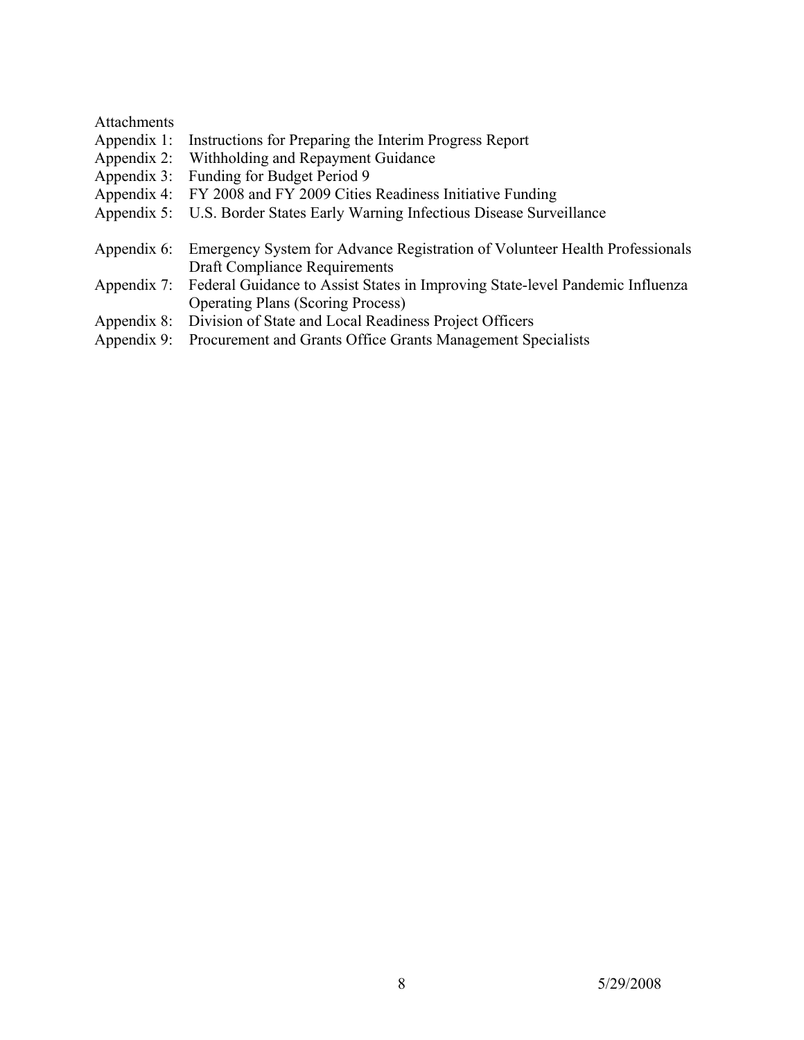Attachments

Appendix 1: Instructions for Preparing the Interim Progress Report
Appendix 2: Withholding and Repayment Guidance
Appendix 3: Funding for Budget Period 9
Appendix 4: FY 2008 and FY 2009 Cities Readiness Initiative Funding
Appendix 5: U.S. Border States Early Warning Infectious Disease Surveillance

Appendix 6: Emergency System for Advance Registration of Volunteer Health Professionals Draft Compliance Requirements
Appendix 7: Federal Guidance to Assist States in Improving State-level Pandemic Influenza Operating Plans (Scoring Process)
Appendix 8: Division of State and Local Readiness Project Officers
Appendix 9: Procurement and Grants Office Grants Management Specialists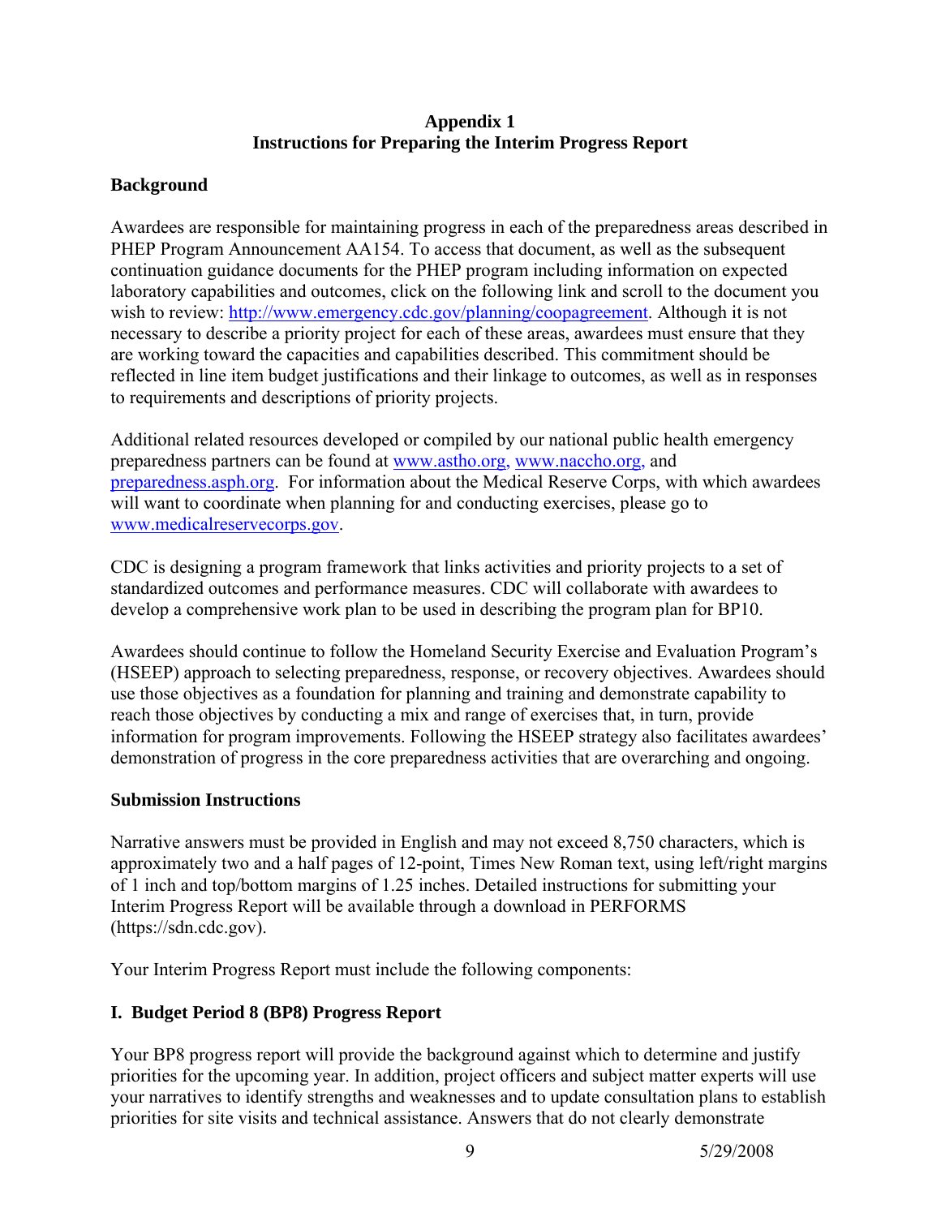**Appendix 1**
**Instructions for Preparing the Interim Progress Report**

## Background

Awardees are responsible for maintaining progress in each of the preparedness areas described in PHEP Program Announcement AA154. To access that document, as well as the subsequent continuation guidance documents for the PHEP program including information on expected laboratory capabilities and outcomes, click on the following link and scroll to the document you wish to review: http://www.emergency.cdc.gov/planning/coopagreement. Although it is not necessary to describe a priority project for each of these areas, awardees must ensure that they are working toward the capacities and capabilities described. This commitment should be reflected in line item budget justifications and their linkage to outcomes, as well as in responses to requirements and descriptions of priority projects.

Additional related resources developed or compiled by our national public health emergency preparedness partners can be found at www.astho.org, www.naccho.org, and preparedness.asph.org. For information about the Medical Reserve Corps, with which awardees will want to coordinate when planning for and conducting exercises, please go to www.medicalreservecorps.gov.

CDC is designing a program framework that links activities and priority projects to a set of standardized outcomes and performance measures. CDC will collaborate with awardees to develop a comprehensive work plan to be used in describing the program plan for BP10.

Awardees should continue to follow the Homeland Security Exercise and Evaluation Program's (HSEEP) approach to selecting preparedness, response, or recovery objectives. Awardees should use those objectives as a foundation for planning and training and demonstrate capability to reach those objectives by conducting a mix and range of exercises that, in turn, provide information for program improvements. Following the HSEEP strategy also facilitates awardees' demonstration of progress in the core preparedness activities that are overarching and ongoing.

## Submission Instructions

Narrative answers must be provided in English and may not exceed 8,750 characters, which is approximately two and a half pages of 12-point, Times New Roman text, using left/right margins of 1 inch and top/bottom margins of 1.25 inches. Detailed instructions for submitting your Interim Progress Report will be available through a download in PERFORMS (https://sdn.cdc.gov).

Your Interim Progress Report must include the following components:

## I. Budget Period 8 (BP8) Progress Report

Your BP8 progress report will provide the background against which to determine and justify priorities for the upcoming year. In addition, project officers and subject matter experts will use your narratives to identify strengths and weaknesses and to update consultation plans to establish priorities for site visits and technical assistance. Answers that do not clearly demonstrate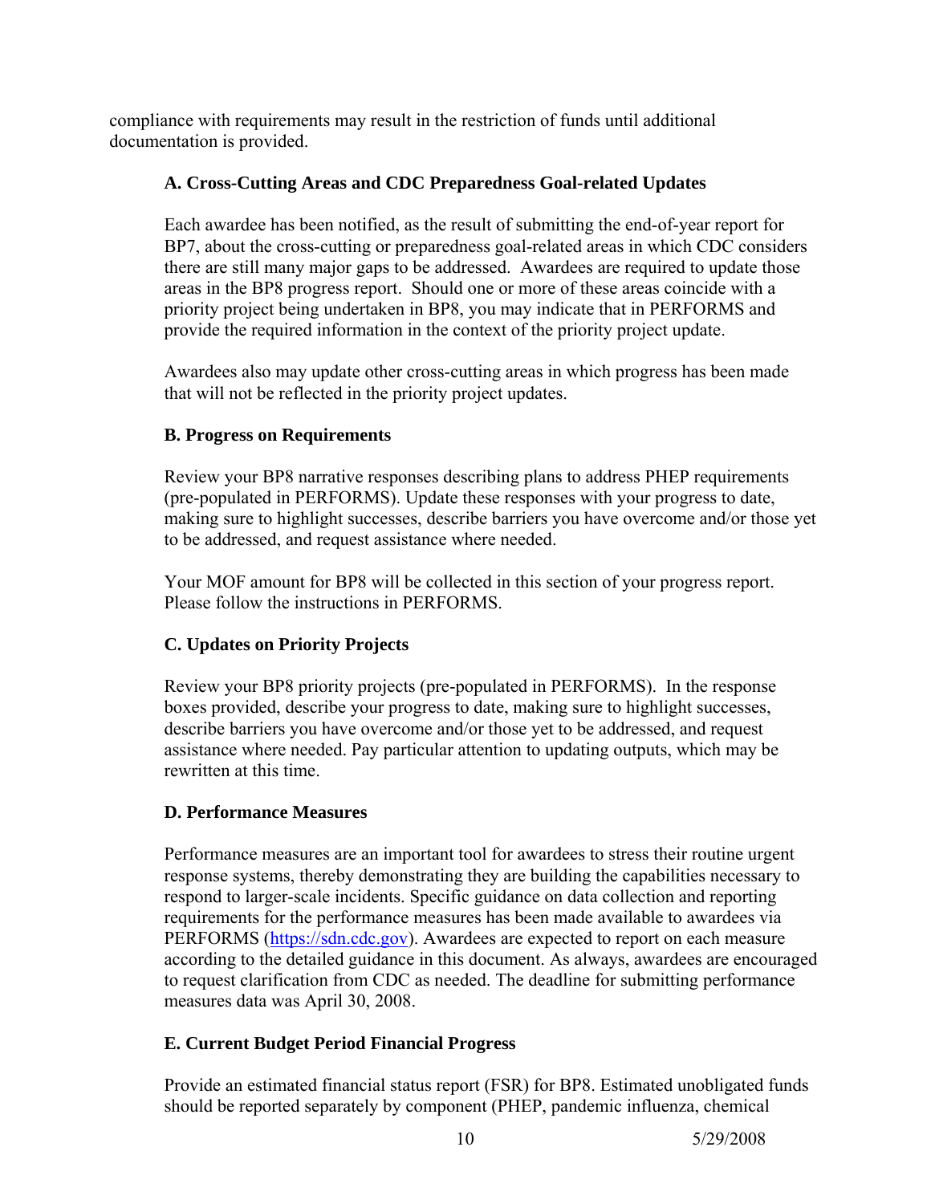compliance with requirements may result in the restriction of funds until additional documentation is provided.

### A. Cross-Cutting Areas and CDC Preparedness Goal-related Updates

Each awardee has been notified, as the result of submitting the end-of-year report for BP7, about the cross-cutting or preparedness goal-related areas in which CDC considers there are still many major gaps to be addressed. Awardees are required to update those areas in the BP8 progress report. Should one or more of these areas coincide with a priority project being undertaken in BP8, you may indicate that in PERFORMS and provide the required information in the context of the priority project update.

Awardees also may update other cross-cutting areas in which progress has been made that will not be reflected in the priority project updates.

### B. Progress on Requirements

Review your BP8 narrative responses describing plans to address PHEP requirements (pre-populated in PERFORMS). Update these responses with your progress to date, making sure to highlight successes, describe barriers you have overcome and/or those yet to be addressed, and request assistance where needed.

Your MOF amount for BP8 will be collected in this section of your progress report. Please follow the instructions in PERFORMS.

### C. Updates on Priority Projects

Review your BP8 priority projects (pre-populated in PERFORMS). In the response boxes provided, describe your progress to date, making sure to highlight successes, describe barriers you have overcome and/or those yet to be addressed, and request assistance where needed. Pay particular attention to updating outputs, which may be rewritten at this time.

### D. Performance Measures

Performance measures are an important tool for awardees to stress their routine urgent response systems, thereby demonstrating they are building the capabilities necessary to respond to larger-scale incidents. Specific guidance on data collection and reporting requirements for the performance measures has been made available to awardees via PERFORMS (https://sdn.cdc.gov). Awardees are expected to report on each measure according to the detailed guidance in this document. As always, awardees are encouraged to request clarification from CDC as needed. The deadline for submitting performance measures data was April 30, 2008.

### E. Current Budget Period Financial Progress

Provide an estimated financial status report (FSR) for BP8. Estimated unobligated funds should be reported separately by component (PHEP, pandemic influenza, chemical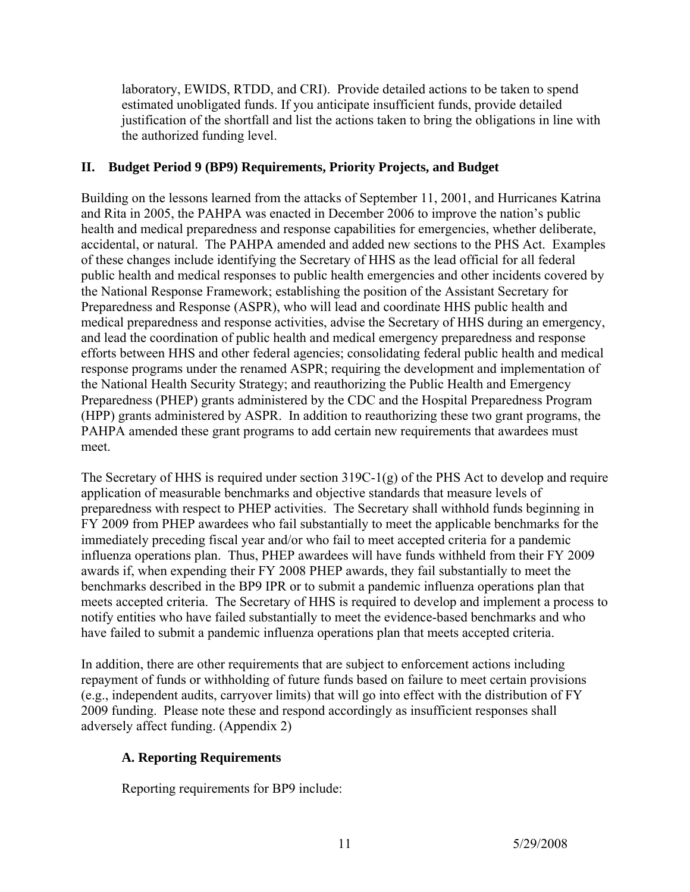laboratory, EWIDS, RTDD, and CRI). Provide detailed actions to be taken to spend estimated unobligated funds. If you anticipate insufficient funds, provide detailed justification of the shortfall and list the actions taken to bring the obligations in line with the authorized funding level.

## II. Budget Period 9 (BP9) Requirements, Priority Projects, and Budget

Building on the lessons learned from the attacks of September 11, 2001, and Hurricanes Katrina and Rita in 2005, the PAHPA was enacted in December 2006 to improve the nation's public health and medical preparedness and response capabilities for emergencies, whether deliberate, accidental, or natural. The PAHPA amended and added new sections to the PHS Act. Examples of these changes include identifying the Secretary of HHS as the lead official for all federal public health and medical responses to public health emergencies and other incidents covered by the National Response Framework; establishing the position of the Assistant Secretary for Preparedness and Response (ASPR), who will lead and coordinate HHS public health and medical preparedness and response activities, advise the Secretary of HHS during an emergency, and lead the coordination of public health and medical emergency preparedness and response efforts between HHS and other federal agencies; consolidating federal public health and medical response programs under the renamed ASPR; requiring the development and implementation of the National Health Security Strategy; and reauthorizing the Public Health and Emergency Preparedness (PHEP) grants administered by the CDC and the Hospital Preparedness Program (HPP) grants administered by ASPR. In addition to reauthorizing these two grant programs, the PAHPA amended these grant programs to add certain new requirements that awardees must meet.

The Secretary of HHS is required under section 319C-1(g) of the PHS Act to develop and require application of measurable benchmarks and objective standards that measure levels of preparedness with respect to PHEP activities. The Secretary shall withhold funds beginning in FY 2009 from PHEP awardees who fail substantially to meet the applicable benchmarks for the immediately preceding fiscal year and/or who fail to meet accepted criteria for a pandemic influenza operations plan. Thus, PHEP awardees will have funds withheld from their FY 2009 awards if, when expending their FY 2008 PHEP awards, they fail substantially to meet the benchmarks described in the BP9 IPR or to submit a pandemic influenza operations plan that meets accepted criteria. The Secretary of HHS is required to develop and implement a process to notify entities who have failed substantially to meet the evidence-based benchmarks and who have failed to submit a pandemic influenza operations plan that meets accepted criteria.

In addition, there are other requirements that are subject to enforcement actions including repayment of funds or withholding of future funds based on failure to meet certain provisions (e.g., independent audits, carryover limits) that will go into effect with the distribution of FY 2009 funding. Please note these and respond accordingly as insufficient responses shall adversely affect funding. (Appendix 2)

### A. Reporting Requirements

Reporting requirements for BP9 include: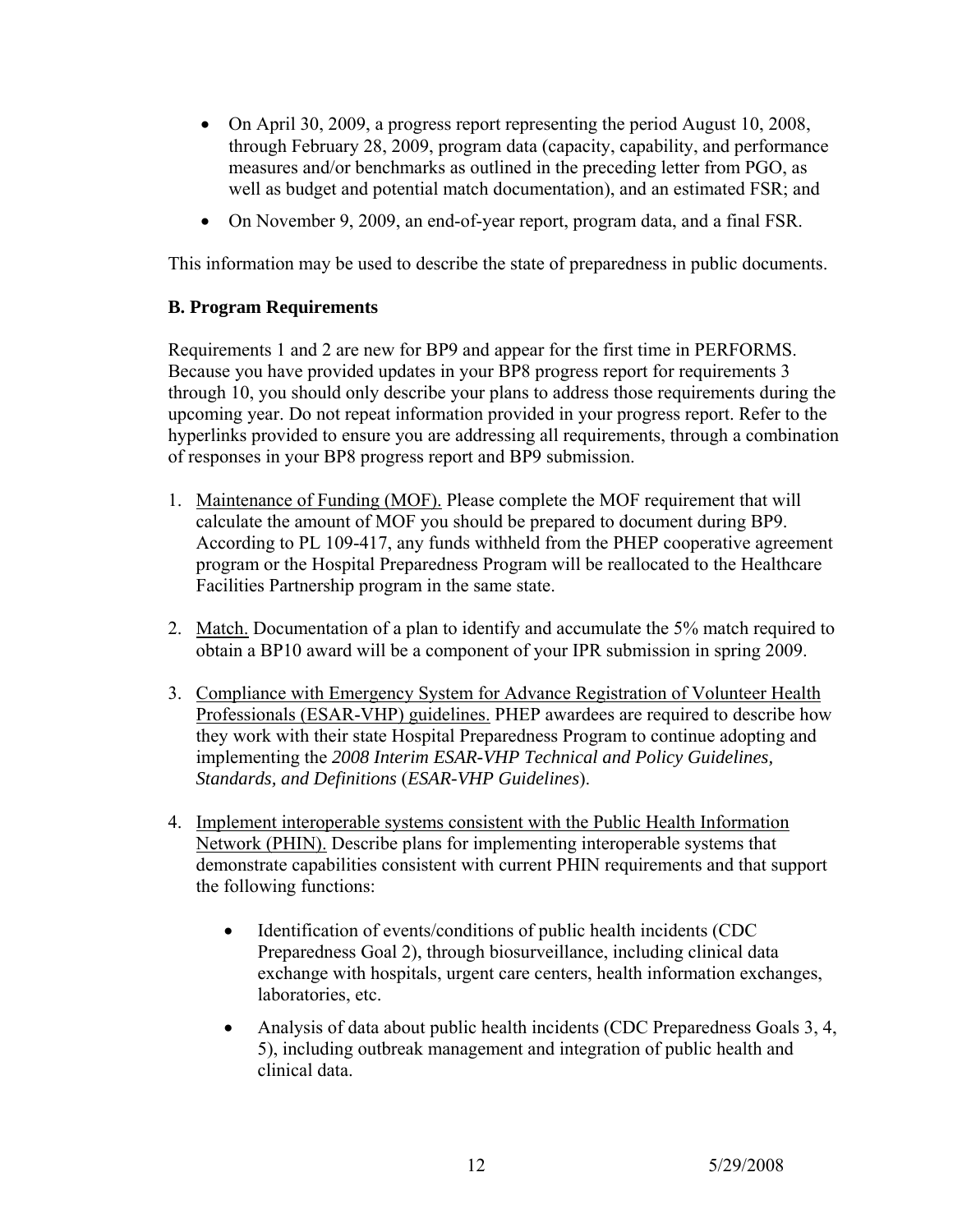- On April 30, 2009, a progress report representing the period August 10, 2008, through February 28, 2009, program data (capacity, capability, and performance measures and/or benchmarks as outlined in the preceding letter from PGO, as well as budget and potential match documentation), and an estimated FSR; and
- On November 9, 2009, an end-of-year report, program data, and a final FSR.

This information may be used to describe the state of preparedness in public documents.

### B. Program Requirements

Requirements 1 and 2 are new for BP9 and appear for the first time in PERFORMS. Because you have provided updates in your BP8 progress report for requirements 3 through 10, you should only describe your plans to address those requirements during the upcoming year. Do not repeat information provided in your progress report. Refer to the hyperlinks provided to ensure you are addressing all requirements, through a combination of responses in your BP8 progress report and BP9 submission.

1. Maintenance of Funding (MOF). Please complete the MOF requirement that will calculate the amount of MOF you should be prepared to document during BP9. According to PL 109-417, any funds withheld from the PHEP cooperative agreement program or the Hospital Preparedness Program will be reallocated to the Healthcare Facilities Partnership program in the same state.

2. Match. Documentation of a plan to identify and accumulate the 5% match required to obtain a BP10 award will be a component of your IPR submission in spring 2009.

3. Compliance with Emergency System for Advance Registration of Volunteer Health Professionals (ESAR-VHP) guidelines. PHEP awardees are required to describe how they work with their state Hospital Preparedness Program to continue adopting and implementing the *2008 Interim ESAR-VHP Technical and Policy Guidelines, Standards, and Definitions* (*ESAR-VHP Guidelines*).

4. Implement interoperable systems consistent with the Public Health Information Network (PHIN). Describe plans for implementing interoperable systems that demonstrate capabilities consistent with current PHIN requirements and that support the following functions:

   - Identification of events/conditions of public health incidents (CDC Preparedness Goal 2), through biosurveillance, including clinical data exchange with hospitals, urgent care centers, health information exchanges, laboratories, etc.
   - Analysis of data about public health incidents (CDC Preparedness Goals 3, 4, 5), including outbreak management and integration of public health and clinical data.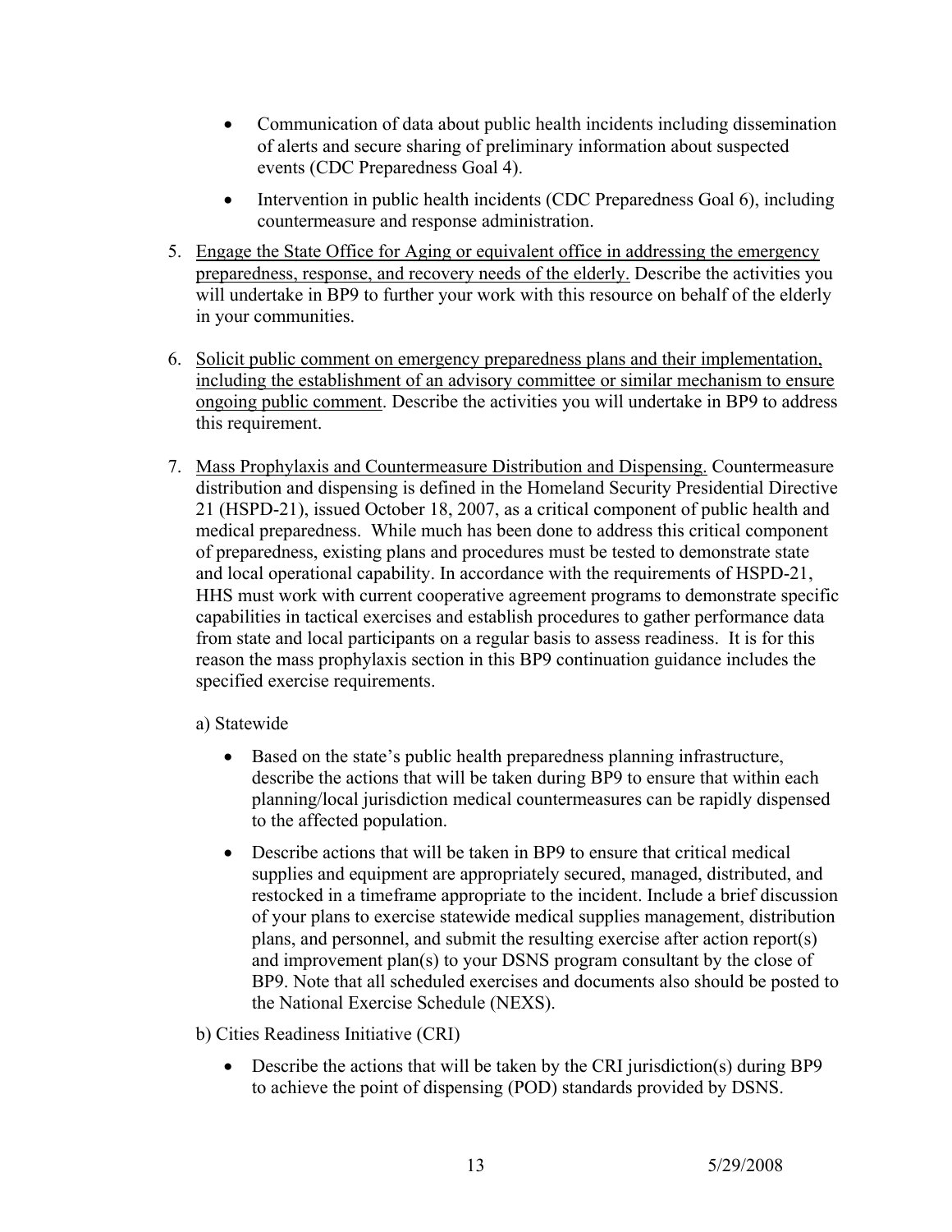- Communication of data about public health incidents including dissemination of alerts and secure sharing of preliminary information about suspected events (CDC Preparedness Goal 4).
- Intervention in public health incidents (CDC Preparedness Goal 6), including countermeasure and response administration.

5. Engage the State Office for Aging or equivalent office in addressing the emergency preparedness, response, and recovery needs of the elderly. Describe the activities you will undertake in BP9 to further your work with this resource on behalf of the elderly in your communities.

6. Solicit public comment on emergency preparedness plans and their implementation, including the establishment of an advisory committee or similar mechanism to ensure ongoing public comment. Describe the activities you will undertake in BP9 to address this requirement.

7. Mass Prophylaxis and Countermeasure Distribution and Dispensing. Countermeasure distribution and dispensing is defined in the Homeland Security Presidential Directive 21 (HSPD-21), issued October 18, 2007, as a critical component of public health and medical preparedness. While much has been done to address this critical component of preparedness, existing plans and procedures must be tested to demonstrate state and local operational capability. In accordance with the requirements of HSPD-21, HHS must work with current cooperative agreement programs to demonstrate specific capabilities in tactical exercises and establish procedures to gather performance data from state and local participants on a regular basis to assess readiness. It is for this reason the mass prophylaxis section in this BP9 continuation guidance includes the specified exercise requirements.

   a) Statewide

   - Based on the state's public health preparedness planning infrastructure, describe the actions that will be taken during BP9 to ensure that within each planning/local jurisdiction medical countermeasures can be rapidly dispensed to the affected population.
   - Describe actions that will be taken in BP9 to ensure that critical medical supplies and equipment are appropriately secured, managed, distributed, and restocked in a timeframe appropriate to the incident. Include a brief discussion of your plans to exercise statewide medical supplies management, distribution plans, and personnel, and submit the resulting exercise after action report(s) and improvement plan(s) to your DSNS program consultant by the close of BP9. Note that all scheduled exercises and documents also should be posted to the National Exercise Schedule (NEXS).

   b) Cities Readiness Initiative (CRI)

   - Describe the actions that will be taken by the CRI jurisdiction(s) during BP9 to achieve the point of dispensing (POD) standards provided by DSNS.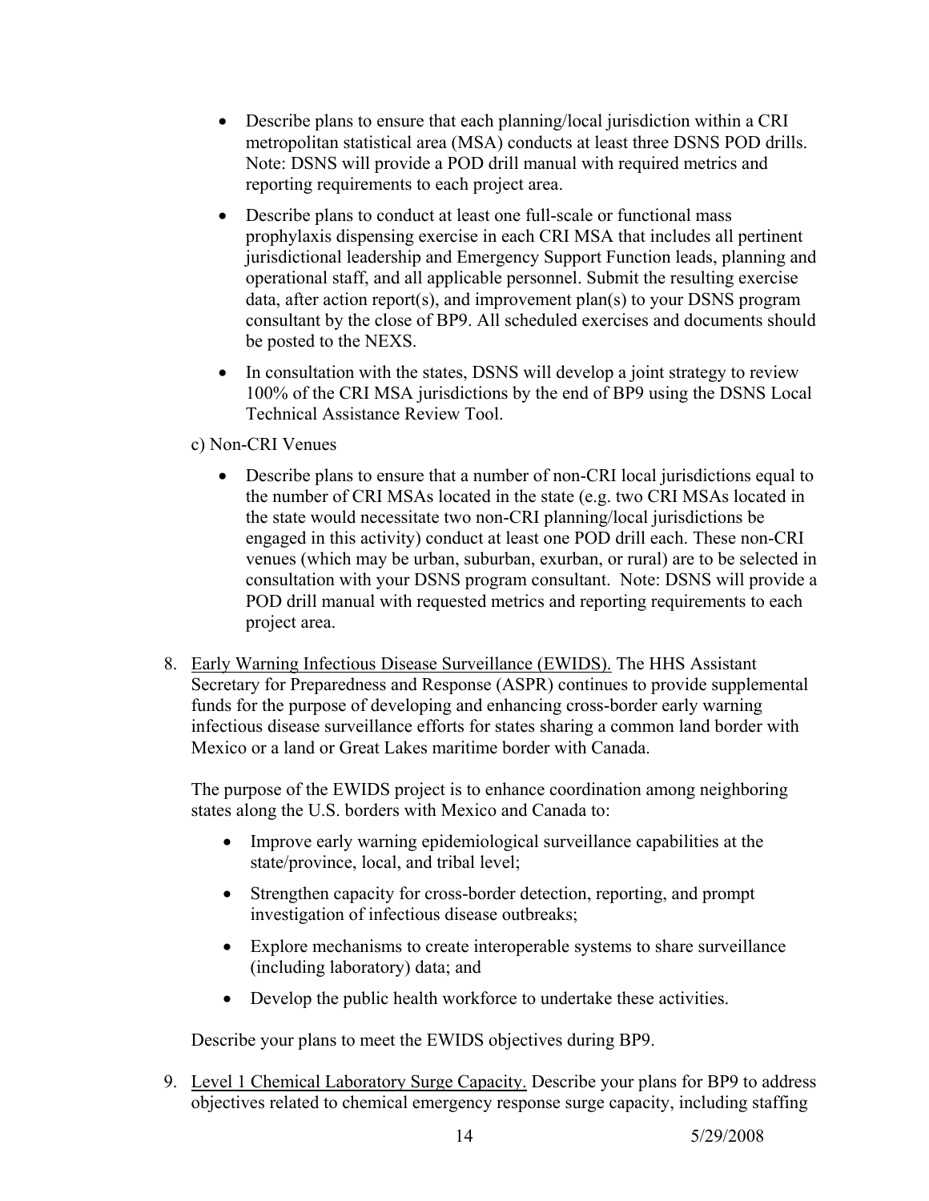- Describe plans to ensure that each planning/local jurisdiction within a CRI metropolitan statistical area (MSA) conducts at least three DSNS POD drills. Note: DSNS will provide a POD drill manual with required metrics and reporting requirements to each project area.

- Describe plans to conduct at least one full-scale or functional mass prophylaxis dispensing exercise in each CRI MSA that includes all pertinent jurisdictional leadership and Emergency Support Function leads, planning and operational staff, and all applicable personnel. Submit the resulting exercise data, after action report(s), and improvement plan(s) to your DSNS program consultant by the close of BP9. All scheduled exercises and documents should be posted to the NEXS.

- In consultation with the states, DSNS will develop a joint strategy to review 100% of the CRI MSA jurisdictions by the end of BP9 using the DSNS Local Technical Assistance Review Tool.

c) Non-CRI Venues

- Describe plans to ensure that a number of non-CRI local jurisdictions equal to the number of CRI MSAs located in the state (e.g. two CRI MSAs located in the state would necessitate two non-CRI planning/local jurisdictions be engaged in this activity) conduct at least one POD drill each. These non-CRI venues (which may be urban, suburban, exurban, or rural) are to be selected in consultation with your DSNS program consultant. Note: DSNS will provide a POD drill manual with requested metrics and reporting requirements to each project area.

8. Early Warning Infectious Disease Surveillance (EWIDS). The HHS Assistant Secretary for Preparedness and Response (ASPR) continues to provide supplemental funds for the purpose of developing and enhancing cross-border early warning infectious disease surveillance efforts for states sharing a common land border with Mexico or a land or Great Lakes maritime border with Canada.

   The purpose of the EWIDS project is to enhance coordination among neighboring states along the U.S. borders with Mexico and Canada to:

   - Improve early warning epidemiological surveillance capabilities at the state/province, local, and tribal level;

   - Strengthen capacity for cross-border detection, reporting, and prompt investigation of infectious disease outbreaks;

   - Explore mechanisms to create interoperable systems to share surveillance (including laboratory) data; and

   - Develop the public health workforce to undertake these activities.

   Describe your plans to meet the EWIDS objectives during BP9.

9. Level 1 Chemical Laboratory Surge Capacity. Describe your plans for BP9 to address objectives related to chemical emergency response surge capacity, including staffing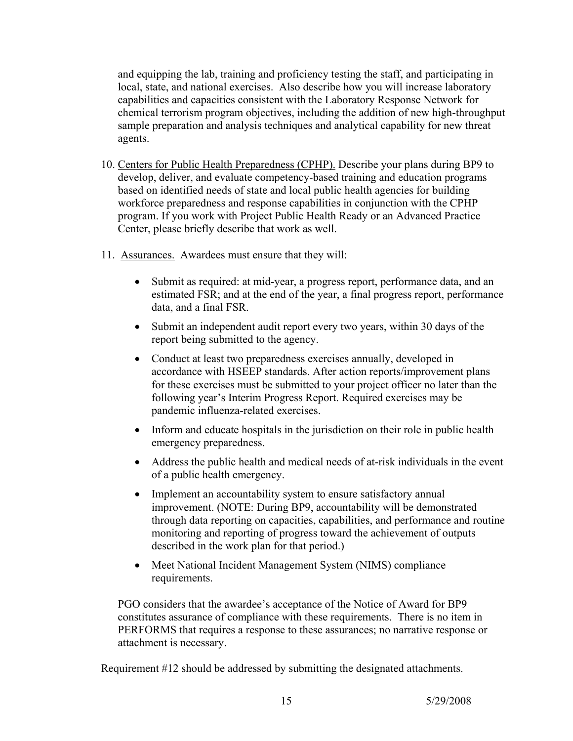and equipping the lab, training and proficiency testing the staff, and participating in local, state, and national exercises. Also describe how you will increase laboratory capabilities and capacities consistent with the Laboratory Response Network for chemical terrorism program objectives, including the addition of new high-throughput sample preparation and analysis techniques and analytical capability for new threat agents.

10. Centers for Public Health Preparedness (CPHP). Describe your plans during BP9 to develop, deliver, and evaluate competency-based training and education programs based on identified needs of state and local public health agencies for building workforce preparedness and response capabilities in conjunction with the CPHP program. If you work with Project Public Health Ready or an Advanced Practice Center, please briefly describe that work as well.

11. Assurances. Awardees must ensure that they will:

    - Submit as required: at mid-year, a progress report, performance data, and an estimated FSR; and at the end of the year, a final progress report, performance data, and a final FSR.
    - Submit an independent audit report every two years, within 30 days of the report being submitted to the agency.
    - Conduct at least two preparedness exercises annually, developed in accordance with HSEEP standards. After action reports/improvement plans for these exercises must be submitted to your project officer no later than the following year's Interim Progress Report. Required exercises may be pandemic influenza-related exercises.
    - Inform and educate hospitals in the jurisdiction on their role in public health emergency preparedness.
    - Address the public health and medical needs of at-risk individuals in the event of a public health emergency.
    - Implement an accountability system to ensure satisfactory annual improvement. (NOTE: During BP9, accountability will be demonstrated through data reporting on capacities, capabilities, and performance and routine monitoring and reporting of progress toward the achievement of outputs described in the work plan for that period.)
    - Meet National Incident Management System (NIMS) compliance requirements.

    PGO considers that the awardee's acceptance of the Notice of Award for BP9 constitutes assurance of compliance with these requirements. There is no item in PERFORMS that requires a response to these assurances; no narrative response or attachment is necessary.

Requirement #12 should be addressed by submitting the designated attachments.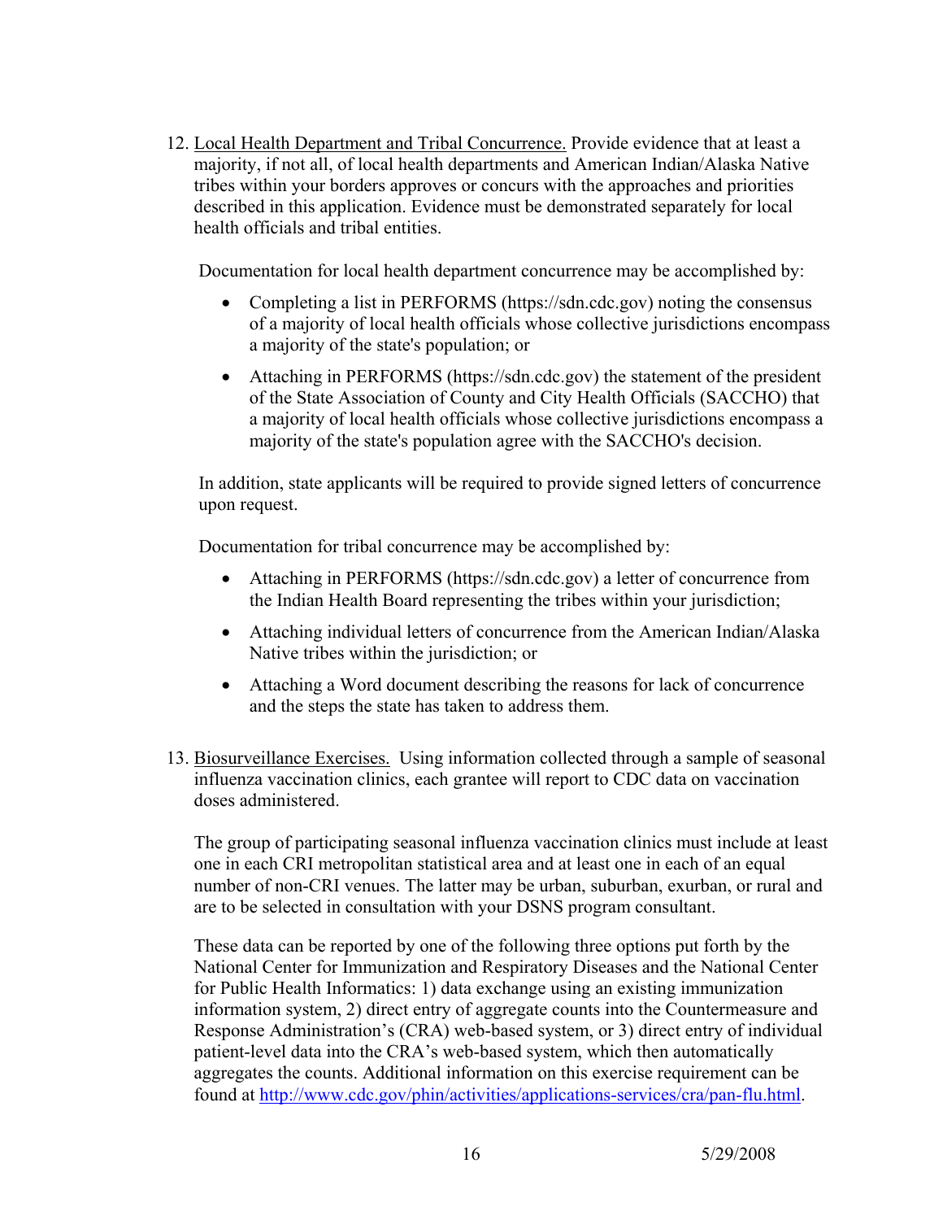12. Local Health Department and Tribal Concurrence. Provide evidence that at least a majority, if not all, of local health departments and American Indian/Alaska Native tribes within your borders approves or concurs with the approaches and priorities described in this application. Evidence must be demonstrated separately for local health officials and tribal entities.

    Documentation for local health department concurrence may be accomplished by:

    - Completing a list in PERFORMS (https://sdn.cdc.gov) noting the consensus of a majority of local health officials whose collective jurisdictions encompass a majority of the state's population; or
    - Attaching in PERFORMS (https://sdn.cdc.gov) the statement of the president of the State Association of County and City Health Officials (SACCHO) that a majority of local health officials whose collective jurisdictions encompass a majority of the state's population agree with the SACCHO's decision.

    In addition, state applicants will be required to provide signed letters of concurrence upon request.

    Documentation for tribal concurrence may be accomplished by:

    - Attaching in PERFORMS (https://sdn.cdc.gov) a letter of concurrence from the Indian Health Board representing the tribes within your jurisdiction;
    - Attaching individual letters of concurrence from the American Indian/Alaska Native tribes within the jurisdiction; or
    - Attaching a Word document describing the reasons for lack of concurrence and the steps the state has taken to address them.

13. Biosurveillance Exercises. Using information collected through a sample of seasonal influenza vaccination clinics, each grantee will report to CDC data on vaccination doses administered.

    The group of participating seasonal influenza vaccination clinics must include at least one in each CRI metropolitan statistical area and at least one in each of an equal number of non-CRI venues. The latter may be urban, suburban, exurban, or rural and are to be selected in consultation with your DSNS program consultant.

    These data can be reported by one of the following three options put forth by the National Center for Immunization and Respiratory Diseases and the National Center for Public Health Informatics: 1) data exchange using an existing immunization information system, 2) direct entry of aggregate counts into the Countermeasure and Response Administration's (CRA) web-based system, or 3) direct entry of individual patient-level data into the CRA's web-based system, which then automatically aggregates the counts. Additional information on this exercise requirement can be found at http://www.cdc.gov/phin/activities/applications-services/cra/pan-flu.html.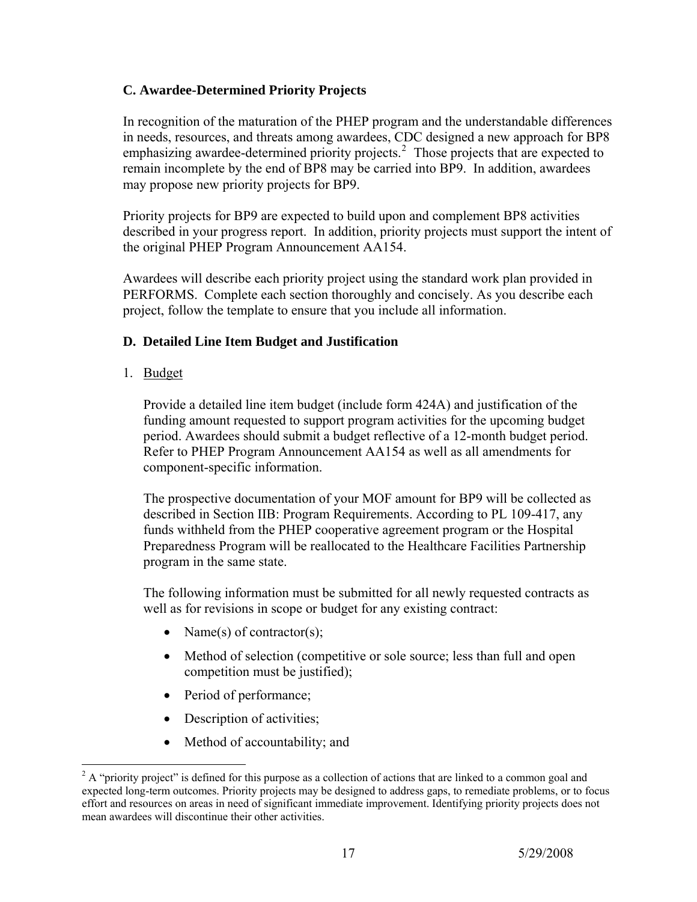### C. Awardee-Determined Priority Projects

In recognition of the maturation of the PHEP program and the understandable differences in needs, resources, and threats among awardees, CDC designed a new approach for BP8 emphasizing awardee-determined priority projects.[2] Those projects that are expected to remain incomplete by the end of BP8 may be carried into BP9. In addition, awardees may propose new priority projects for BP9.

Priority projects for BP9 are expected to build upon and complement BP8 activities described in your progress report. In addition, priority projects must support the intent of the original PHEP Program Announcement AA154.

Awardees will describe each priority project using the standard work plan provided in PERFORMS. Complete each section thoroughly and concisely. As you describe each project, follow the template to ensure that you include all information.

### D. Detailed Line Item Budget and Justification

1. Budget

   Provide a detailed line item budget (include form 424A) and justification of the funding amount requested to support program activities for the upcoming budget period. Awardees should submit a budget reflective of a 12-month budget period. Refer to PHEP Program Announcement AA154 as well as all amendments for component-specific information.

   The prospective documentation of your MOF amount for BP9 will be collected as described in Section IIB: Program Requirements. According to PL 109-417, any funds withheld from the PHEP cooperative agreement program or the Hospital Preparedness Program will be reallocated to the Healthcare Facilities Partnership program in the same state.

   The following information must be submitted for all newly requested contracts as well as for revisions in scope or budget for any existing contract:

   - Name(s) of contractor(s);
   - Method of selection (competitive or sole source; less than full and open competition must be justified);
   - Period of performance;
   - Description of activities;
   - Method of accountability; and

[2] A "priority project" is defined for this purpose as a collection of actions that are linked to a common goal and expected long-term outcomes. Priority projects may be designed to address gaps, to remediate problems, or to focus effort and resources on areas in need of significant immediate improvement. Identifying priority projects does not mean awardees will discontinue their other activities.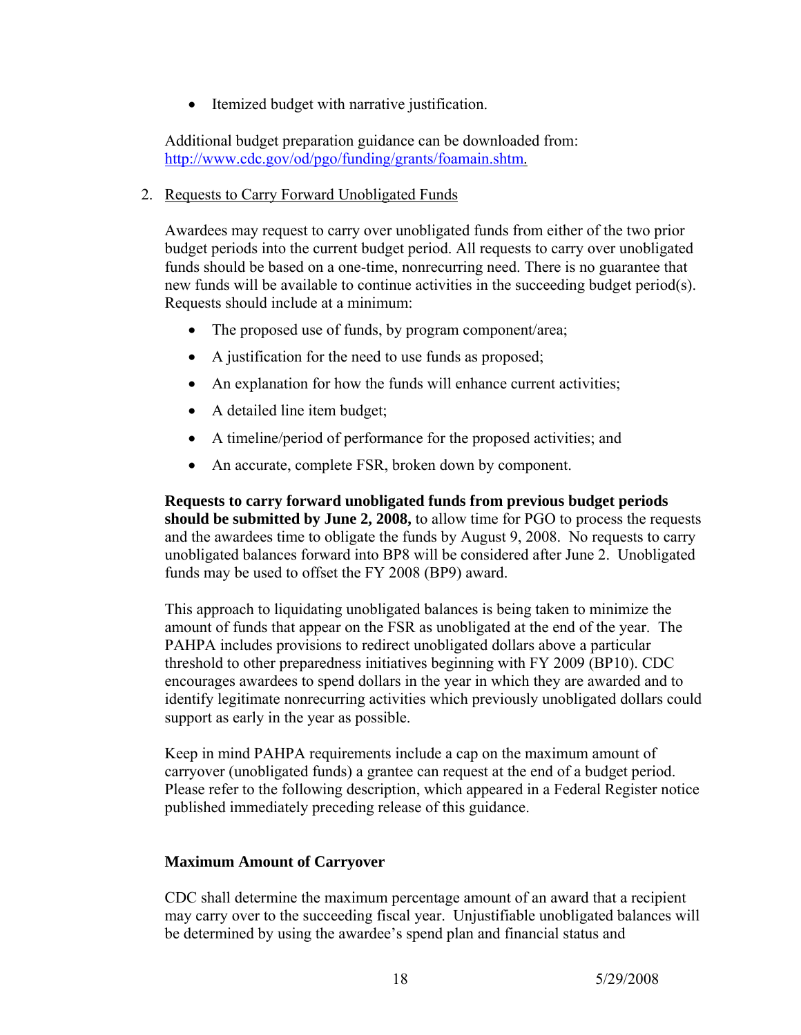- Itemized budget with narrative justification.

Additional budget preparation guidance can be downloaded from: http://www.cdc.gov/od/pgo/funding/grants/foamain.shtm.

2. Requests to Carry Forward Unobligated Funds

   Awardees may request to carry over unobligated funds from either of the two prior budget periods into the current budget period. All requests to carry over unobligated funds should be based on a one-time, nonrecurring need. There is no guarantee that new funds will be available to continue activities in the succeeding budget period(s). Requests should include at a minimum:

   - The proposed use of funds, by program component/area;
   - A justification for the need to use funds as proposed;
   - An explanation for how the funds will enhance current activities;
   - A detailed line item budget;
   - A timeline/period of performance for the proposed activities; and
   - An accurate, complete FSR, broken down by component.

   **Requests to carry forward unobligated funds from previous budget periods should be submitted by June 2, 2008,** to allow time for PGO to process the requests and the awardees time to obligate the funds by August 9, 2008. No requests to carry unobligated balances forward into BP8 will be considered after June 2. Unobligated funds may be used to offset the FY 2008 (BP9) award.

   This approach to liquidating unobligated balances is being taken to minimize the amount of funds that appear on the FSR as unobligated at the end of the year. The PAHPA includes provisions to redirect unobligated dollars above a particular threshold to other preparedness initiatives beginning with FY 2009 (BP10). CDC encourages awardees to spend dollars in the year in which they are awarded and to identify legitimate nonrecurring activities which previously unobligated dollars could support as early in the year as possible.

   Keep in mind PAHPA requirements include a cap on the maximum amount of carryover (unobligated funds) a grantee can request at the end of a budget period. Please refer to the following description, which appeared in a Federal Register notice published immediately preceding release of this guidance.

   **Maximum Amount of Carryover**

   CDC shall determine the maximum percentage amount of an award that a recipient may carry over to the succeeding fiscal year. Unjustifiable unobligated balances will be determined by using the awardee's spend plan and financial status and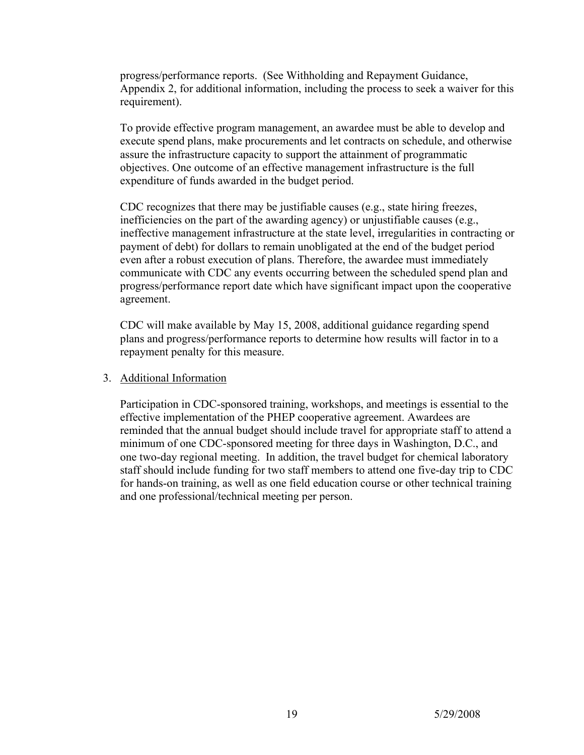progress/performance reports. (See Withholding and Repayment Guidance, Appendix 2, for additional information, including the process to seek a waiver for this requirement).

To provide effective program management, an awardee must be able to develop and execute spend plans, make procurements and let contracts on schedule, and otherwise assure the infrastructure capacity to support the attainment of programmatic objectives. One outcome of an effective management infrastructure is the full expenditure of funds awarded in the budget period.

CDC recognizes that there may be justifiable causes (e.g., state hiring freezes, inefficiencies on the part of the awarding agency) or unjustifiable causes (e.g., ineffective management infrastructure at the state level, irregularities in contracting or payment of debt) for dollars to remain unobligated at the end of the budget period even after a robust execution of plans. Therefore, the awardee must immediately communicate with CDC any events occurring between the scheduled spend plan and progress/performance report date which have significant impact upon the cooperative agreement.

CDC will make available by May 15, 2008, additional guidance regarding spend plans and progress/performance reports to determine how results will factor in to a repayment penalty for this measure.

3. Additional Information

   Participation in CDC-sponsored training, workshops, and meetings is essential to the effective implementation of the PHEP cooperative agreement. Awardees are reminded that the annual budget should include travel for appropriate staff to attend a minimum of one CDC-sponsored meeting for three days in Washington, D.C., and one two-day regional meeting. In addition, the travel budget for chemical laboratory staff should include funding for two staff members to attend one five-day trip to CDC for hands-on training, as well as one field education course or other technical training and one professional/technical meeting per person.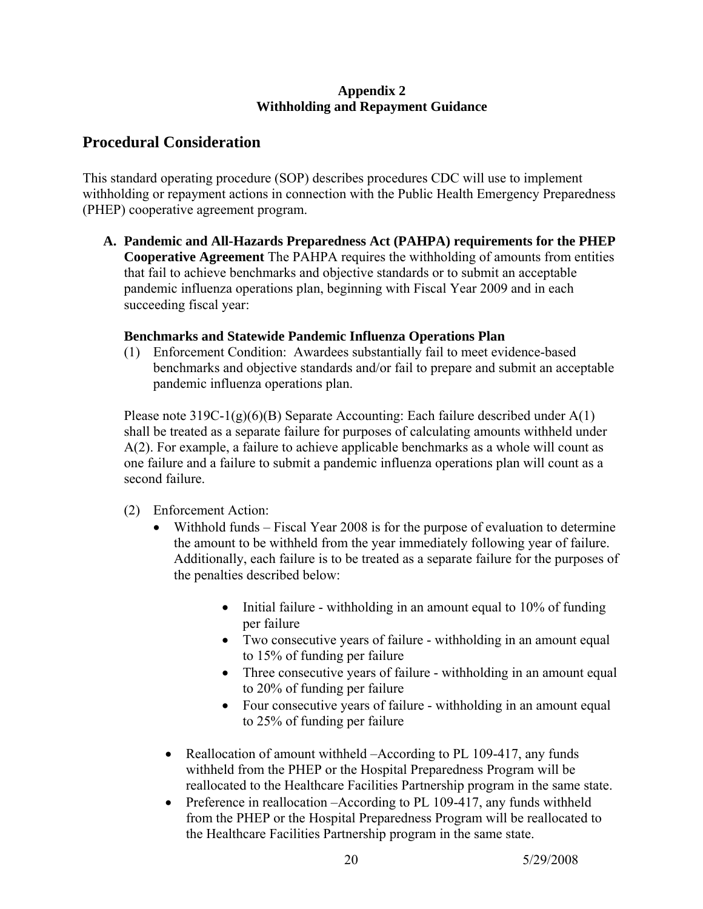**Appendix 2**
**Withholding and Repayment Guidance**

## Procedural Consideration

This standard operating procedure (SOP) describes procedures CDC will use to implement withholding or repayment actions in connection with the Public Health Emergency Preparedness (PHEP) cooperative agreement program.

**A. Pandemic and All-Hazards Preparedness Act (PAHPA) requirements for the PHEP Cooperative Agreement** The PAHPA requires the withholding of amounts from entities that fail to achieve benchmarks and objective standards or to submit an acceptable pandemic influenza operations plan, beginning with Fiscal Year 2009 and in each succeeding fiscal year:

**Benchmarks and Statewide Pandemic Influenza Operations Plan**

(1) Enforcement Condition: Awardees substantially fail to meet evidence-based benchmarks and objective standards and/or fail to prepare and submit an acceptable pandemic influenza operations plan.

Please note 319C-1(g)(6)(B) Separate Accounting: Each failure described under A(1) shall be treated as a separate failure for purposes of calculating amounts withheld under A(2). For example, a failure to achieve applicable benchmarks as a whole will count as one failure and a failure to submit a pandemic influenza operations plan will count as a second failure.

(2) Enforcement Action:

- Withhold funds – Fiscal Year 2008 is for the purpose of evaluation to determine the amount to be withheld from the year immediately following year of failure. Additionally, each failure is to be treated as a separate failure for the purposes of the penalties described below:
  - Initial failure - withholding in an amount equal to 10% of funding per failure
  - Two consecutive years of failure - withholding in an amount equal to 15% of funding per failure
  - Three consecutive years of failure - withholding in an amount equal to 20% of funding per failure
  - Four consecutive years of failure - withholding in an amount equal to 25% of funding per failure
- Reallocation of amount withheld –According to PL 109-417, any funds withheld from the PHEP or the Hospital Preparedness Program will be reallocated to the Healthcare Facilities Partnership program in the same state.
- Preference in reallocation –According to PL 109-417, any funds withheld from the PHEP or the Hospital Preparedness Program will be reallocated to the Healthcare Facilities Partnership program in the same state.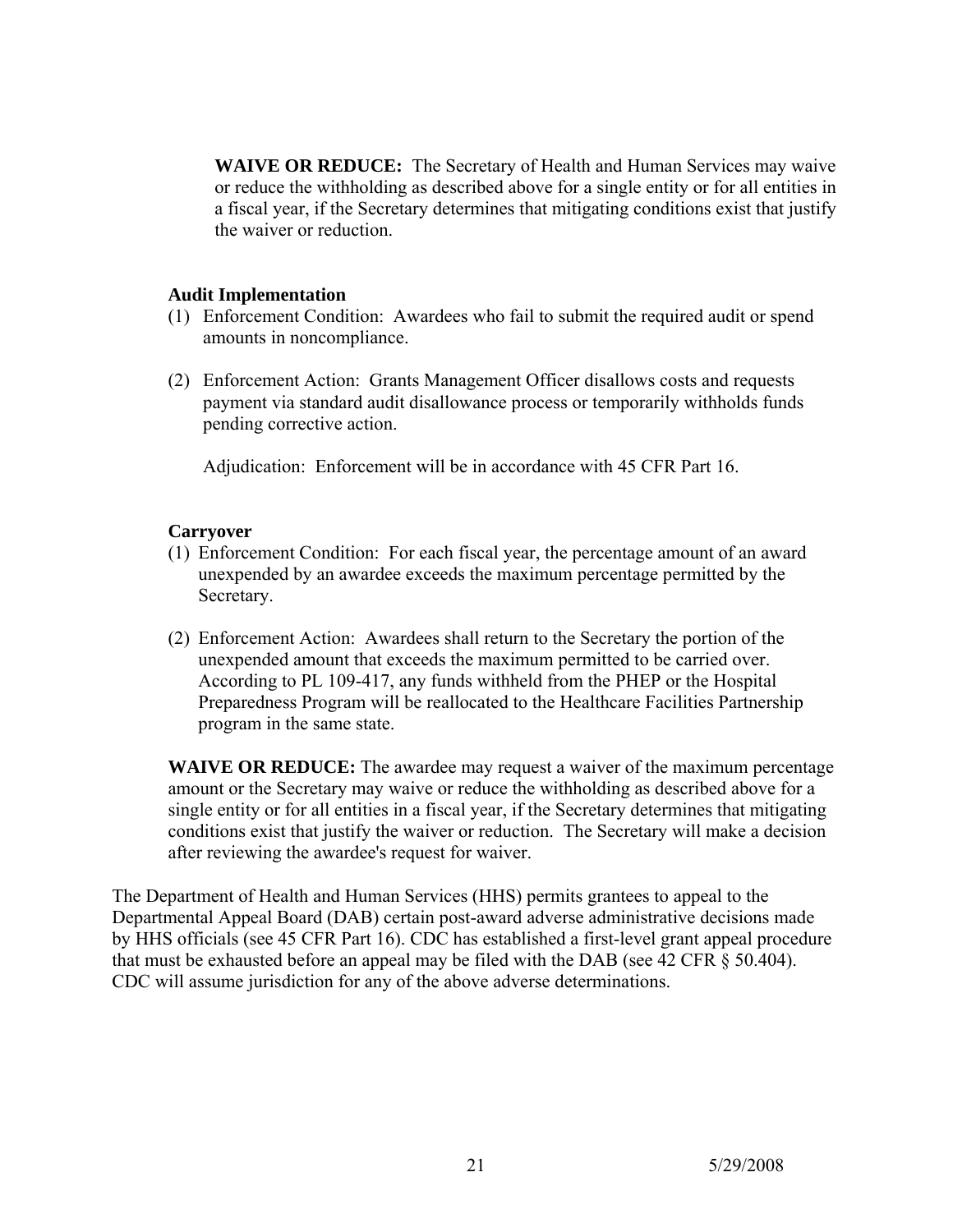**WAIVE OR REDUCE:** The Secretary of Health and Human Services may waive or reduce the withholding as described above for a single entity or for all entities in a fiscal year, if the Secretary determines that mitigating conditions exist that justify the waiver or reduction.

**Audit Implementation**

(1) Enforcement Condition: Awardees who fail to submit the required audit or spend amounts in noncompliance.

(2) Enforcement Action: Grants Management Officer disallows costs and requests payment via standard audit disallowance process or temporarily withholds funds pending corrective action.

Adjudication: Enforcement will be in accordance with 45 CFR Part 16.

**Carryover**

(1) Enforcement Condition: For each fiscal year, the percentage amount of an award unexpended by an awardee exceeds the maximum percentage permitted by the Secretary.

(2) Enforcement Action: Awardees shall return to the Secretary the portion of the unexpended amount that exceeds the maximum permitted to be carried over. According to PL 109-417, any funds withheld from the PHEP or the Hospital Preparedness Program will be reallocated to the Healthcare Facilities Partnership program in the same state.

**WAIVE OR REDUCE:** The awardee may request a waiver of the maximum percentage amount or the Secretary may waive or reduce the withholding as described above for a single entity or for all entities in a fiscal year, if the Secretary determines that mitigating conditions exist that justify the waiver or reduction. The Secretary will make a decision after reviewing the awardee's request for waiver.

The Department of Health and Human Services (HHS) permits grantees to appeal to the Departmental Appeal Board (DAB) certain post-award adverse administrative decisions made by HHS officials (see 45 CFR Part 16). CDC has established a first-level grant appeal procedure that must be exhausted before an appeal may be filed with the DAB (see 42 CFR § 50.404). CDC will assume jurisdiction for any of the above adverse determinations.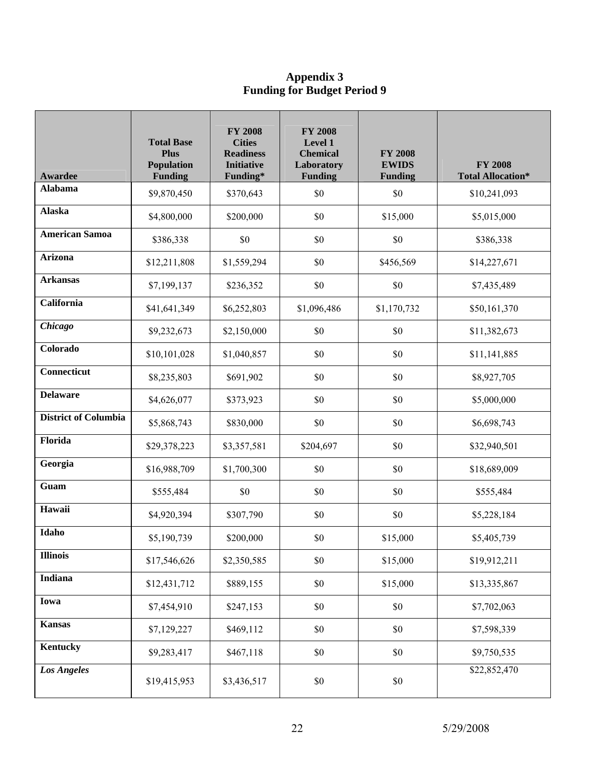# Appendix 3
## Funding for Budget Period 9

| Awardee | Total Base Plus Population Funding | FY 2008 Cities Readiness Initiative Funding* | FY 2008 Level 1 Chemical Laboratory Funding | FY 2008 EWIDS Funding | FY 2008 Total Allocation* |
|---|---|---|---|---|---|
| **Alabama** | $9,870,450 | $370,643 | $0 | $0 | $10,241,093 |
| **Alaska** | $4,800,000 | $200,000 | $0 | $15,000 | $5,015,000 |
| **American Samoa** | $386,338 | $0 | $0 | $0 | $386,338 |
| **Arizona** | $12,211,808 | $1,559,294 | $0 | $456,569 | $14,227,671 |
| **Arkansas** | $7,199,137 | $236,352 | $0 | $0 | $7,435,489 |
| **California** | $41,641,349 | $6,252,803 | $1,096,486 | $1,170,732 | $50,161,370 |
| ***Chicago*** | $9,232,673 | $2,150,000 | $0 | $0 | $11,382,673 |
| **Colorado** | $10,101,028 | $1,040,857 | $0 | $0 | $11,141,885 |
| **Connecticut** | $8,235,803 | $691,902 | $0 | $0 | $8,927,705 |
| **Delaware** | $4,626,077 | $373,923 | $0 | $0 | $5,000,000 |
| **District of Columbia** | $5,868,743 | $830,000 | $0 | $0 | $6,698,743 |
| **Florida** | $29,378,223 | $3,357,581 | $204,697 | $0 | $32,940,501 |
| **Georgia** | $16,988,709 | $1,700,300 | $0 | $0 | $18,689,009 |
| **Guam** | $555,484 | $0 | $0 | $0 | $555,484 |
| **Hawaii** | $4,920,394 | $307,790 | $0 | $0 | $5,228,184 |
| **Idaho** | $5,190,739 | $200,000 | $0 | $15,000 | $5,405,739 |
| **Illinois** | $17,546,626 | $2,350,585 | $0 | $15,000 | $19,912,211 |
| **Indiana** | $12,431,712 | $889,155 | $0 | $15,000 | $13,335,867 |
| **Iowa** | $7,454,910 | $247,153 | $0 | $0 | $7,702,063 |
| **Kansas** | $7,129,227 | $469,112 | $0 | $0 | $7,598,339 |
| **Kentucky** | $9,283,417 | $467,118 | $0 | $0 | $9,750,535 |
| ***Los Angeles*** | $19,415,953 | $3,436,517 | $0 | $0 | $22,852,470 |

5/29/2008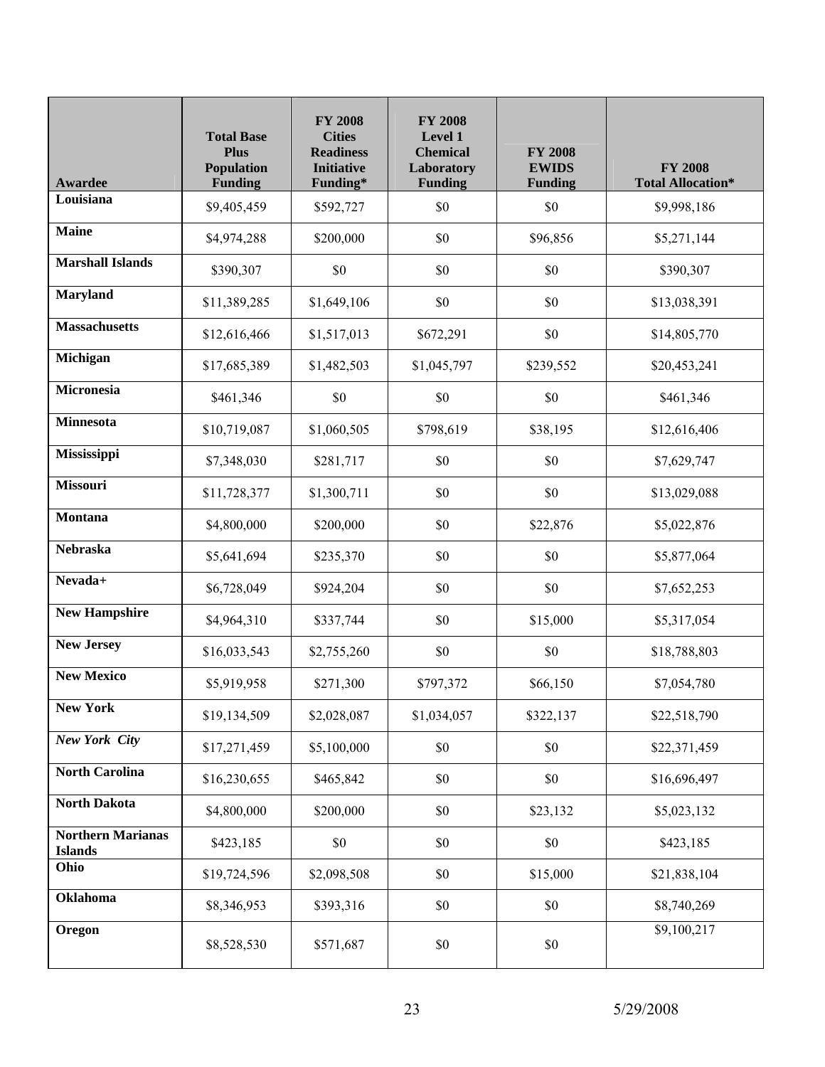| Awardee | Total Base Plus Population Funding | FY 2008 Cities Readiness Initiative Funding* | FY 2008 Level 1 Chemical Laboratory Funding | FY 2008 EWIDS Funding | FY 2008 Total Allocation* |
|---|---|---|---|---|---|
| **Louisiana** | $9,405,459 | $592,727 | $0 | $0 | $9,998,186 |
| **Maine** | $4,974,288 | $200,000 | $0 | $96,856 | $5,271,144 |
| **Marshall Islands** | $390,307 | $0 | $0 | $0 | $390,307 |
| **Maryland** | $11,389,285 | $1,649,106 | $0 | $0 | $13,038,391 |
| **Massachusetts** | $12,616,466 | $1,517,013 | $672,291 | $0 | $14,805,770 |
| **Michigan** | $17,685,389 | $1,482,503 | $1,045,797 | $239,552 | $20,453,241 |
| **Micronesia** | $461,346 | $0 | $0 | $0 | $461,346 |
| **Minnesota** | $10,719,087 | $1,060,505 | $798,619 | $38,195 | $12,616,406 |
| **Mississippi** | $7,348,030 | $281,717 | $0 | $0 | $7,629,747 |
| **Missouri** | $11,728,377 | $1,300,711 | $0 | $0 | $13,029,088 |
| **Montana** | $4,800,000 | $200,000 | $0 | $22,876 | $5,022,876 |
| **Nebraska** | $5,641,694 | $235,370 | $0 | $0 | $5,877,064 |
| **Nevada+** | $6,728,049 | $924,204 | $0 | $0 | $7,652,253 |
| **New Hampshire** | $4,964,310 | $337,744 | $0 | $15,000 | $5,317,054 |
| **New Jersey** | $16,033,543 | $2,755,260 | $0 | $0 | $18,788,803 |
| **New Mexico** | $5,919,958 | $271,300 | $797,372 | $66,150 | $7,054,780 |
| **New York** | $19,134,509 | $2,028,087 | $1,034,057 | $322,137 | $22,518,790 |
| ***New York City*** | $17,271,459 | $5,100,000 | $0 | $0 | $22,371,459 |
| **North Carolina** | $16,230,655 | $465,842 | $0 | $0 | $16,696,497 |
| **North Dakota** | $4,800,000 | $200,000 | $0 | $23,132 | $5,023,132 |
| **Northern Marianas Islands** | $423,185 | $0 | $0 | $0 | $423,185 |
| **Ohio** | $19,724,596 | $2,098,508 | $0 | $15,000 | $21,838,104 |
| **Oklahoma** | $8,346,953 | $393,316 | $0 | $0 | $8,740,269 |
| **Oregon** | $8,528,530 | $571,687 | $0 | $0 | $9,100,217 |

5/29/2008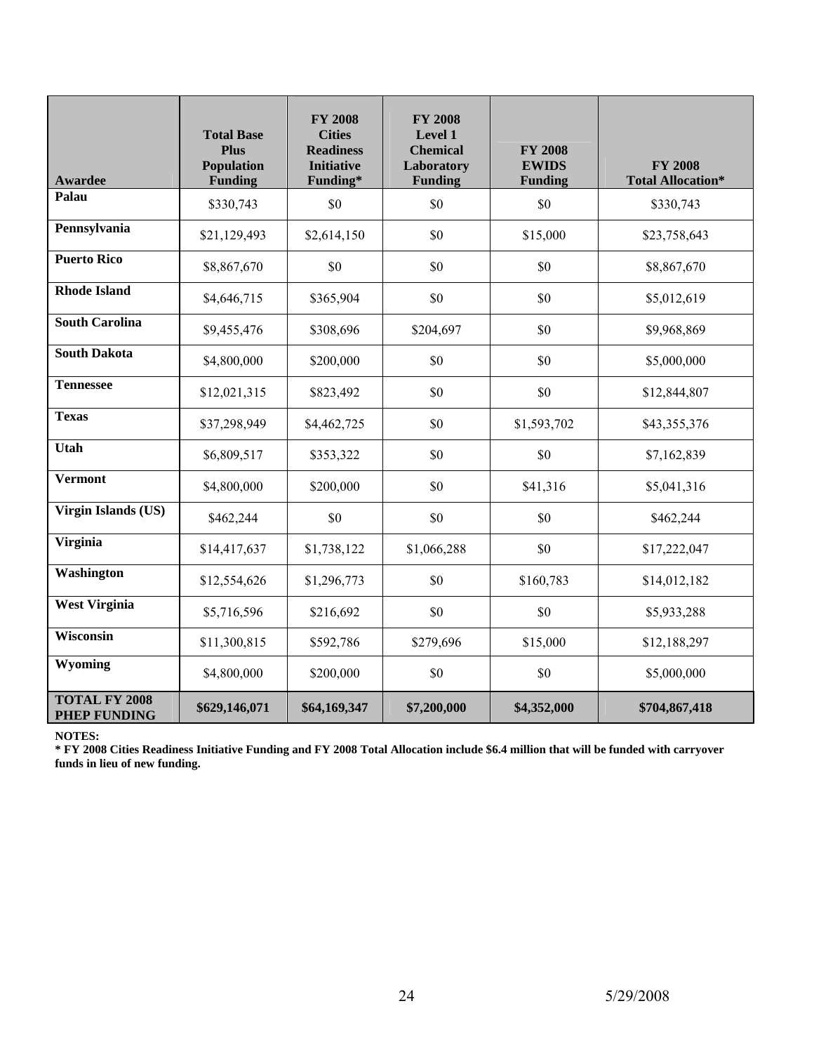| Awardee | Total Base Plus Population Funding | FY 2008 Cities Readiness Initiative Funding* | FY 2008 Level 1 Chemical Laboratory Funding | FY 2008 EWIDS Funding | FY 2008 Total Allocation* |
|---|---|---|---|---|---|
| Palau | $330,743 | $0 | $0 | $0 | $330,743 |
| Pennsylvania | $21,129,493 | $2,614,150 | $0 | $15,000 | $23,758,643 |
| Puerto Rico | $8,867,670 | $0 | $0 | $0 | $8,867,670 |
| Rhode Island | $4,646,715 | $365,904 | $0 | $0 | $5,012,619 |
| South Carolina | $9,455,476 | $308,696 | $204,697 | $0 | $9,968,869 |
| South Dakota | $4,800,000 | $200,000 | $0 | $0 | $5,000,000 |
| Tennessee | $12,021,315 | $823,492 | $0 | $0 | $12,844,807 |
| Texas | $37,298,949 | $4,462,725 | $0 | $1,593,702 | $43,355,376 |
| Utah | $6,809,517 | $353,322 | $0 | $0 | $7,162,839 |
| Vermont | $4,800,000 | $200,000 | $0 | $41,316 | $5,041,316 |
| Virgin Islands (US) | $462,244 | $0 | $0 | $0 | $462,244 |
| Virginia | $14,417,637 | $1,738,122 | $1,066,288 | $0 | $17,222,047 |
| Washington | $12,554,626 | $1,296,773 | $0 | $160,783 | $14,012,182 |
| West Virginia | $5,716,596 | $216,692 | $0 | $0 | $5,933,288 |
| Wisconsin | $11,300,815 | $592,786 | $279,696 | $15,000 | $12,188,297 |
| Wyoming | $4,800,000 | $200,000 | $0 | $0 | $5,000,000 |
| **TOTAL FY 2008 PHEP FUNDING** | **$629,146,071** | **$64,169,347** | **$7,200,000** | **$4,352,000** | **$704,867,418** |

**NOTES:**

**\* FY 2008 Cities Readiness Initiative Funding and FY 2008 Total Allocation include $6.4 million that will be funded with carryover funds in lieu of new funding.**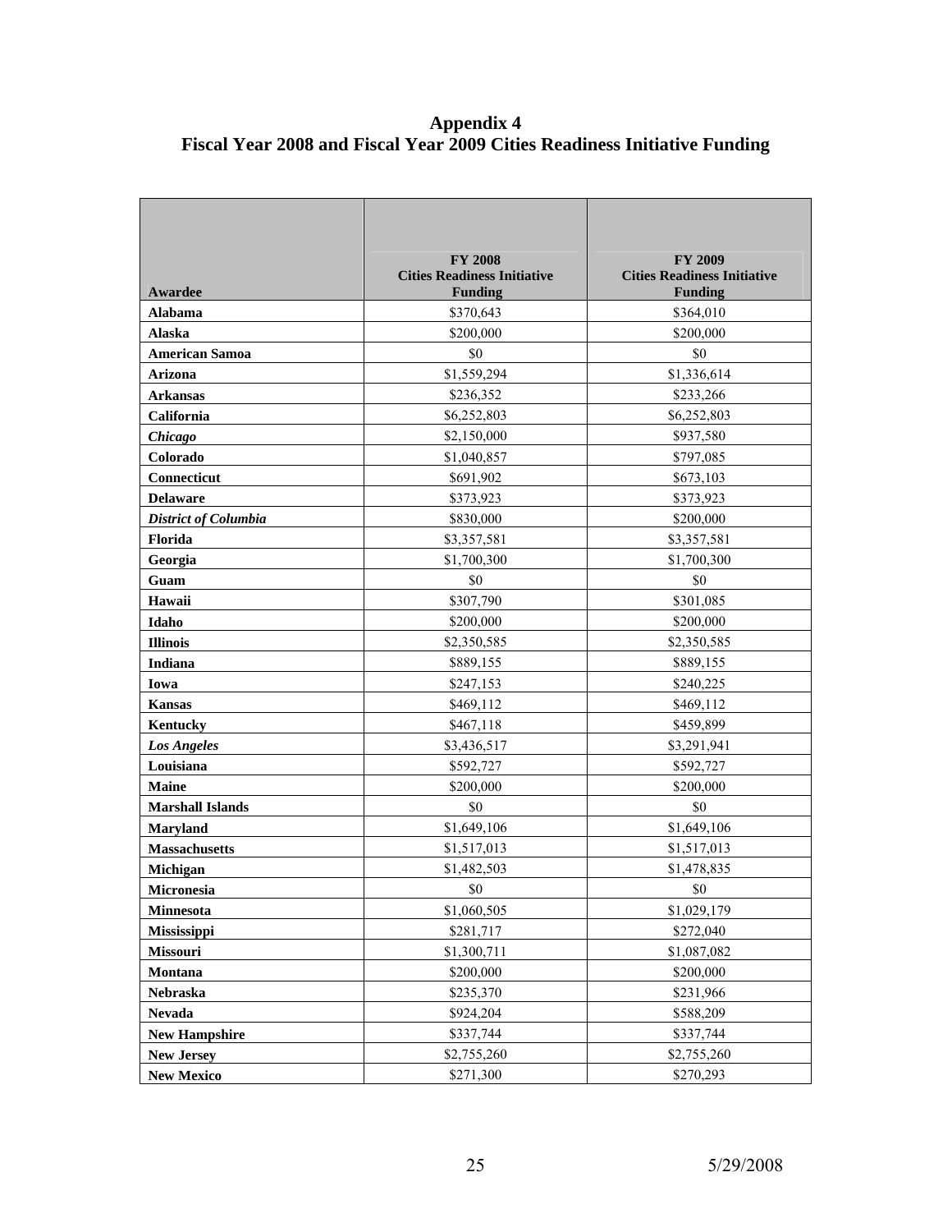# Appendix 4
# Fiscal Year 2008 and Fiscal Year 2009 Cities Readiness Initiative Funding

| Awardee | FY 2008 Cities Readiness Initiative Funding | FY 2009 Cities Readiness Initiative Funding |
|---|---|---|
| **Alabama** | $370,643 | $364,010 |
| **Alaska** | $200,000 | $200,000 |
| **American Samoa** | $0 | $0 |
| **Arizona** | $1,559,294 | $1,336,614 |
| **Arkansas** | $236,352 | $233,266 |
| **California** | $6,252,803 | $6,252,803 |
| ***Chicago*** | $2,150,000 | $937,580 |
| **Colorado** | $1,040,857 | $797,085 |
| **Connecticut** | $691,902 | $673,103 |
| **Delaware** | $373,923 | $373,923 |
| ***District of Columbia*** | $830,000 | $200,000 |
| **Florida** | $3,357,581 | $3,357,581 |
| **Georgia** | $1,700,300 | $1,700,300 |
| **Guam** | $0 | $0 |
| **Hawaii** | $307,790 | $301,085 |
| **Idaho** | $200,000 | $200,000 |
| **Illinois** | $2,350,585 | $2,350,585 |
| **Indiana** | $889,155 | $889,155 |
| **Iowa** | $247,153 | $240,225 |
| **Kansas** | $469,112 | $469,112 |
| **Kentucky** | $467,118 | $459,899 |
| ***Los Angeles*** | $3,436,517 | $3,291,941 |
| **Louisiana** | $592,727 | $592,727 |
| **Maine** | $200,000 | $200,000 |
| **Marshall Islands** | $0 | $0 |
| **Maryland** | $1,649,106 | $1,649,106 |
| **Massachusetts** | $1,517,013 | $1,517,013 |
| **Michigan** | $1,482,503 | $1,478,835 |
| **Micronesia** | $0 | $0 |
| **Minnesota** | $1,060,505 | $1,029,179 |
| **Mississippi** | $281,717 | $272,040 |
| **Missouri** | $1,300,711 | $1,087,082 |
| **Montana** | $200,000 | $200,000 |
| **Nebraska** | $235,370 | $231,966 |
| **Nevada** | $924,204 | $588,209 |
| **New Hampshire** | $337,744 | $337,744 |
| **New Jersey** | $2,755,260 | $2,755,260 |
| **New Mexico** | $271,300 | $270,293 |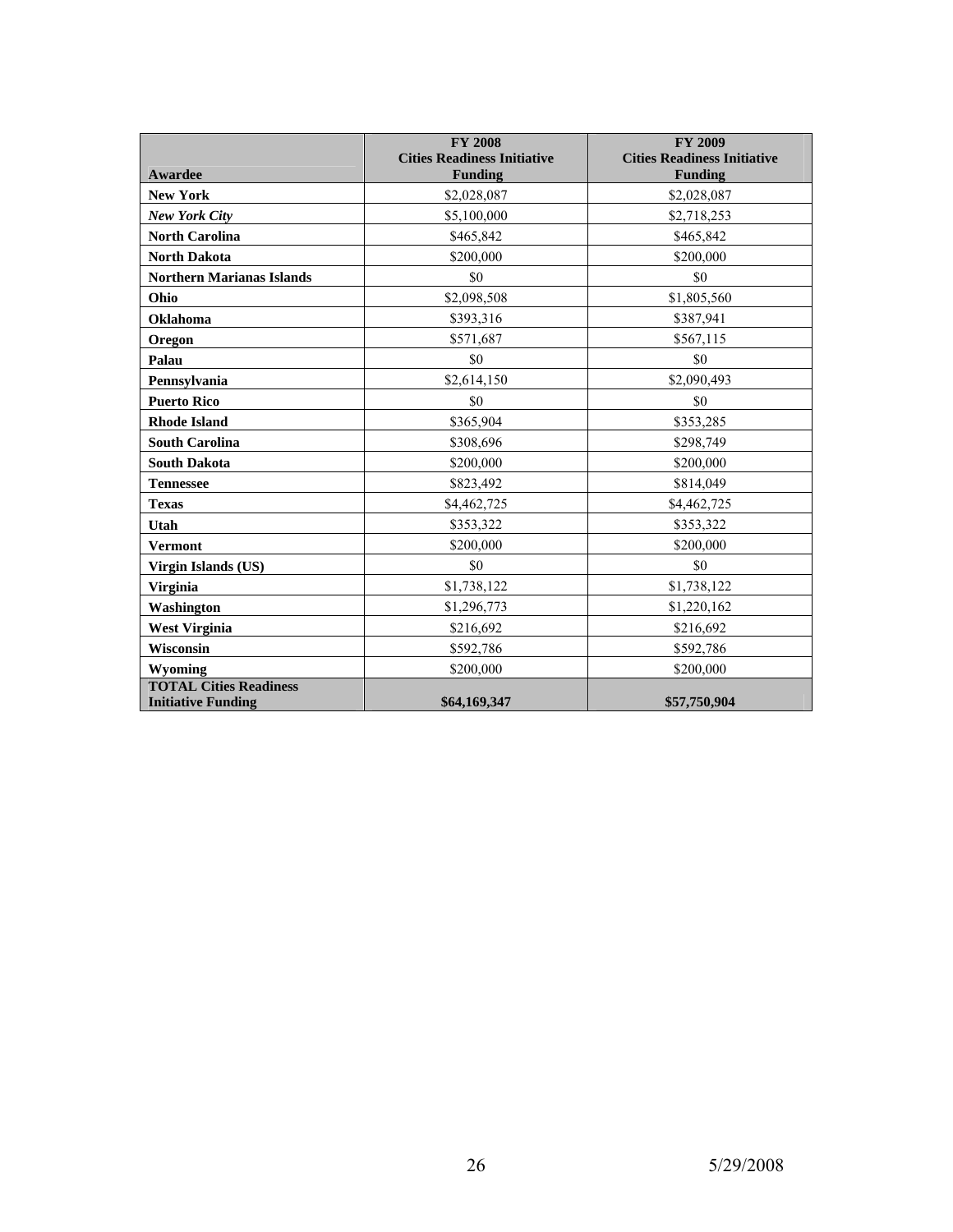| Awardee | FY 2008 Cities Readiness Initiative Funding | FY 2009 Cities Readiness Initiative Funding |
|---|---|---|
| **New York** | $2,028,087 | $2,028,087 |
| ***New York City*** | $5,100,000 | $2,718,253 |
| **North Carolina** | $465,842 | $465,842 |
| **North Dakota** | $200,000 | $200,000 |
| **Northern Marianas Islands** | $0 | $0 |
| **Ohio** | $2,098,508 | $1,805,560 |
| **Oklahoma** | $393,316 | $387,941 |
| **Oregon** | $571,687 | $567,115 |
| **Palau** | $0 | $0 |
| **Pennsylvania** | $2,614,150 | $2,090,493 |
| **Puerto Rico** | $0 | $0 |
| **Rhode Island** | $365,904 | $353,285 |
| **South Carolina** | $308,696 | $298,749 |
| **South Dakota** | $200,000 | $200,000 |
| **Tennessee** | $823,492 | $814,049 |
| **Texas** | $4,462,725 | $4,462,725 |
| **Utah** | $353,322 | $353,322 |
| **Vermont** | $200,000 | $200,000 |
| **Virgin Islands (US)** | $0 | $0 |
| **Virginia** | $1,738,122 | $1,738,122 |
| **Washington** | $1,296,773 | $1,220,162 |
| **West Virginia** | $216,692 | $216,692 |
| **Wisconsin** | $592,786 | $592,786 |
| **Wyoming** | $200,000 | $200,000 |
| **TOTAL Cities Readiness Initiative Funding** | **$64,169,347** | **$57,750,904** |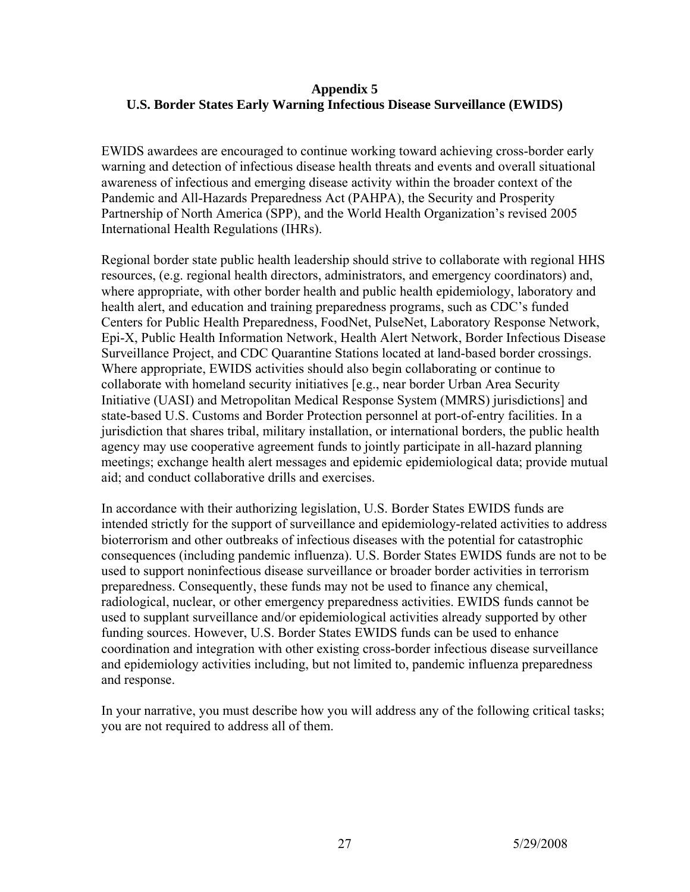## Appendix 5
## U.S. Border States Early Warning Infectious Disease Surveillance (EWIDS)

EWIDS awardees are encouraged to continue working toward achieving cross-border early warning and detection of infectious disease health threats and events and overall situational awareness of infectious and emerging disease activity within the broader context of the Pandemic and All-Hazards Preparedness Act (PAHPA), the Security and Prosperity Partnership of North America (SPP), and the World Health Organization's revised 2005 International Health Regulations (IHRs).

Regional border state public health leadership should strive to collaborate with regional HHS resources, (e.g. regional health directors, administrators, and emergency coordinators) and, where appropriate, with other border health and public health epidemiology, laboratory and health alert, and education and training preparedness programs, such as CDC's funded Centers for Public Health Preparedness, FoodNet, PulseNet, Laboratory Response Network, Epi-X, Public Health Information Network, Health Alert Network, Border Infectious Disease Surveillance Project, and CDC Quarantine Stations located at land-based border crossings. Where appropriate, EWIDS activities should also begin collaborating or continue to collaborate with homeland security initiatives [e.g., near border Urban Area Security Initiative (UASI) and Metropolitan Medical Response System (MMRS) jurisdictions] and state-based U.S. Customs and Border Protection personnel at port-of-entry facilities. In a jurisdiction that shares tribal, military installation, or international borders, the public health agency may use cooperative agreement funds to jointly participate in all-hazard planning meetings; exchange health alert messages and epidemic epidemiological data; provide mutual aid; and conduct collaborative drills and exercises.

In accordance with their authorizing legislation, U.S. Border States EWIDS funds are intended strictly for the support of surveillance and epidemiology-related activities to address bioterrorism and other outbreaks of infectious diseases with the potential for catastrophic consequences (including pandemic influenza). U.S. Border States EWIDS funds are not to be used to support noninfectious disease surveillance or broader border activities in terrorism preparedness. Consequently, these funds may not be used to finance any chemical, radiological, nuclear, or other emergency preparedness activities. EWIDS funds cannot be used to supplant surveillance and/or epidemiological activities already supported by other funding sources. However, U.S. Border States EWIDS funds can be used to enhance coordination and integration with other existing cross-border infectious disease surveillance and epidemiology activities including, but not limited to, pandemic influenza preparedness and response.

In your narrative, you must describe how you will address any of the following critical tasks; you are not required to address all of them.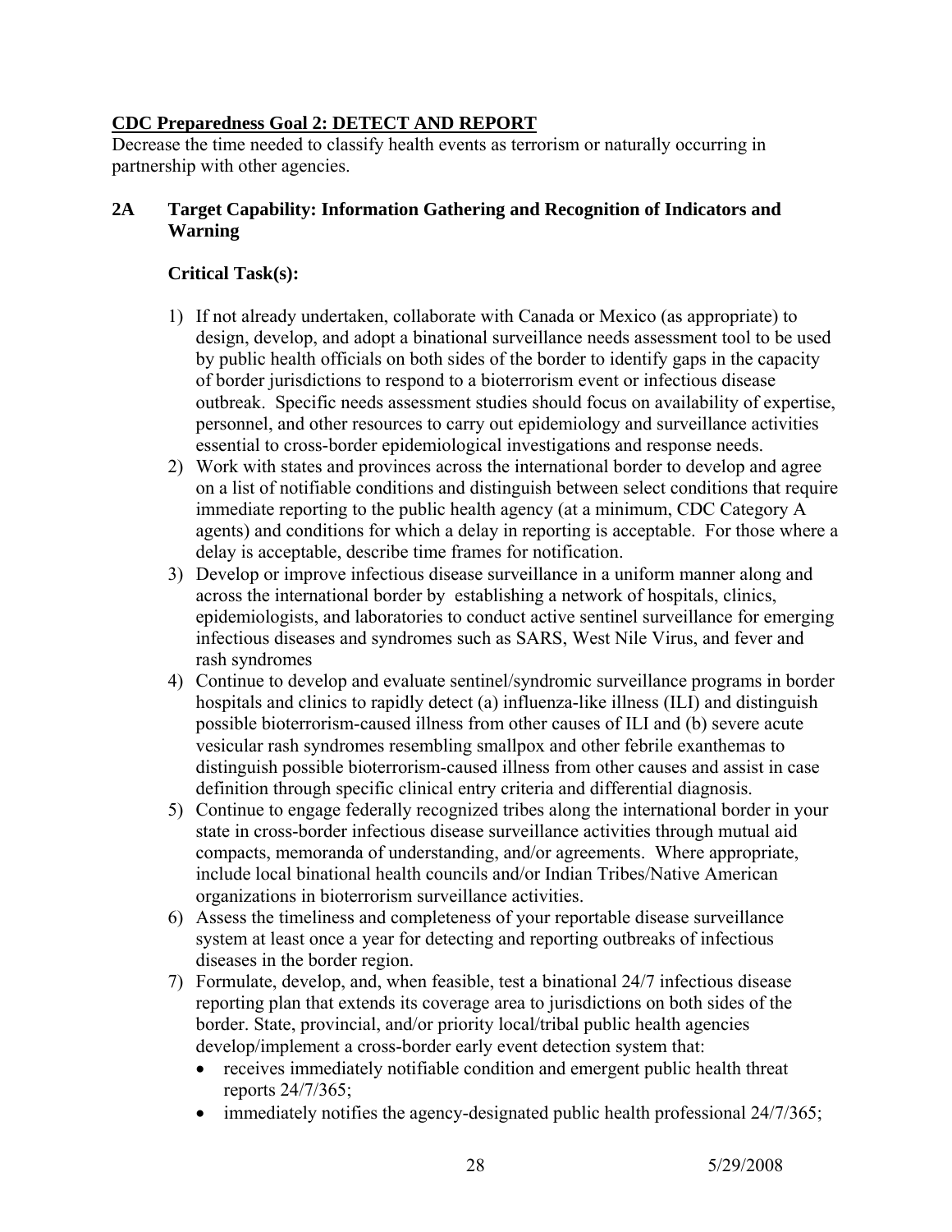## CDC Preparedness Goal 2: DETECT AND REPORT

Decrease the time needed to classify health events as terrorism or naturally occurring in partnership with other agencies.

### 2A Target Capability: Information Gathering and Recognition of Indicators and Warning

**Critical Task(s):**

1) If not already undertaken, collaborate with Canada or Mexico (as appropriate) to design, develop, and adopt a binational surveillance needs assessment tool to be used by public health officials on both sides of the border to identify gaps in the capacity of border jurisdictions to respond to a bioterrorism event or infectious disease outbreak. Specific needs assessment studies should focus on availability of expertise, personnel, and other resources to carry out epidemiology and surveillance activities essential to cross-border epidemiological investigations and response needs.
2) Work with states and provinces across the international border to develop and agree on a list of notifiable conditions and distinguish between select conditions that require immediate reporting to the public health agency (at a minimum, CDC Category A agents) and conditions for which a delay in reporting is acceptable. For those where a delay is acceptable, describe time frames for notification.
3) Develop or improve infectious disease surveillance in a uniform manner along and across the international border by establishing a network of hospitals, clinics, epidemiologists, and laboratories to conduct active sentinel surveillance for emerging infectious diseases and syndromes such as SARS, West Nile Virus, and fever and rash syndromes
4) Continue to develop and evaluate sentinel/syndromic surveillance programs in border hospitals and clinics to rapidly detect (a) influenza-like illness (ILI) and distinguish possible bioterrorism-caused illness from other causes of ILI and (b) severe acute vesicular rash syndromes resembling smallpox and other febrile exanthemas to distinguish possible bioterrorism-caused illness from other causes and assist in case definition through specific clinical entry criteria and differential diagnosis.
5) Continue to engage federally recognized tribes along the international border in your state in cross-border infectious disease surveillance activities through mutual aid compacts, memoranda of understanding, and/or agreements. Where appropriate, include local binational health councils and/or Indian Tribes/Native American organizations in bioterrorism surveillance activities.
6) Assess the timeliness and completeness of your reportable disease surveillance system at least once a year for detecting and reporting outbreaks of infectious diseases in the border region.
7) Formulate, develop, and, when feasible, test a binational 24/7 infectious disease reporting plan that extends its coverage area to jurisdictions on both sides of the border. State, provincial, and/or priority local/tribal public health agencies develop/implement a cross-border early event detection system that:
   - receives immediately notifiable condition and emergent public health threat reports 24/7/365;
   - immediately notifies the agency-designated public health professional 24/7/365;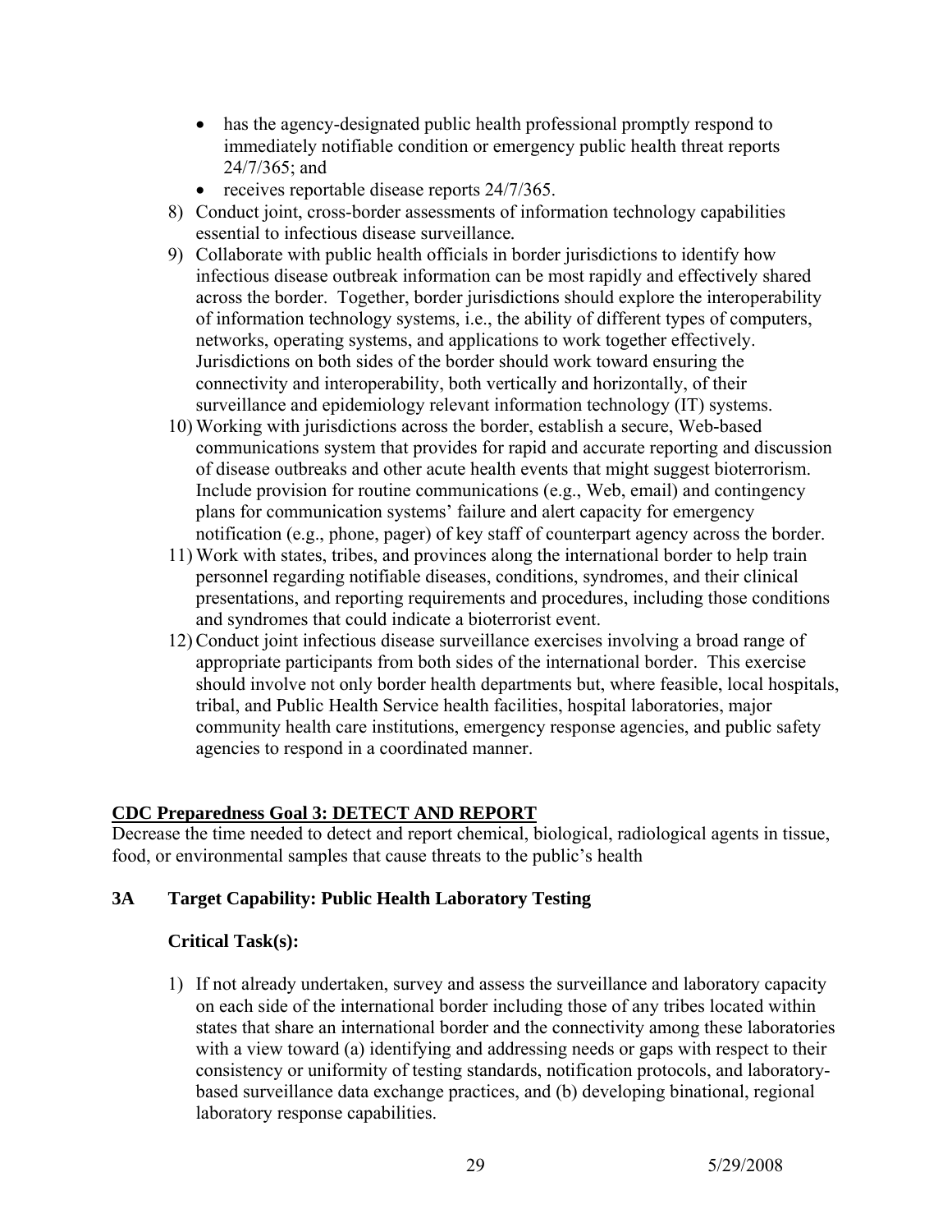- has the agency-designated public health professional promptly respond to immediately notifiable condition or emergency public health threat reports 24/7/365; and
- receives reportable disease reports 24/7/365.

8) Conduct joint, cross-border assessments of information technology capabilities essential to infectious disease surveillance.
9) Collaborate with public health officials in border jurisdictions to identify how infectious disease outbreak information can be most rapidly and effectively shared across the border. Together, border jurisdictions should explore the interoperability of information technology systems, i.e., the ability of different types of computers, networks, operating systems, and applications to work together effectively. Jurisdictions on both sides of the border should work toward ensuring the connectivity and interoperability, both vertically and horizontally, of their surveillance and epidemiology relevant information technology (IT) systems.
10) Working with jurisdictions across the border, establish a secure, Web-based communications system that provides for rapid and accurate reporting and discussion of disease outbreaks and other acute health events that might suggest bioterrorism. Include provision for routine communications (e.g., Web, email) and contingency plans for communication systems' failure and alert capacity for emergency notification (e.g., phone, pager) of key staff of counterpart agency across the border.
11) Work with states, tribes, and provinces along the international border to help train personnel regarding notifiable diseases, conditions, syndromes, and their clinical presentations, and reporting requirements and procedures, including those conditions and syndromes that could indicate a bioterrorist event.
12) Conduct joint infectious disease surveillance exercises involving a broad range of appropriate participants from both sides of the international border. This exercise should involve not only border health departments but, where feasible, local hospitals, tribal, and Public Health Service health facilities, hospital laboratories, major community health care institutions, emergency response agencies, and public safety agencies to respond in a coordinated manner.

## CDC Preparedness Goal 3: DETECT AND REPORT

Decrease the time needed to detect and report chemical, biological, radiological agents in tissue, food, or environmental samples that cause threats to the public's health

### 3A Target Capability: Public Health Laboratory Testing

#### Critical Task(s):

1) If not already undertaken, survey and assess the surveillance and laboratory capacity on each side of the international border including those of any tribes located within states that share an international border and the connectivity among these laboratories with a view toward (a) identifying and addressing needs or gaps with respect to their consistency or uniformity of testing standards, notification protocols, and laboratory-based surveillance data exchange practices, and (b) developing binational, regional laboratory response capabilities.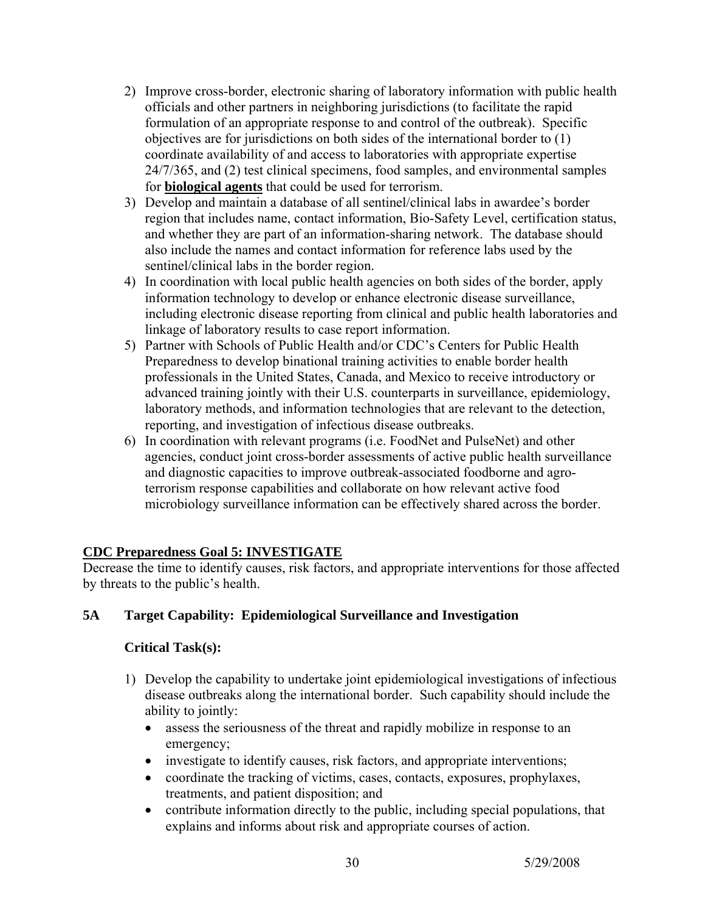2) Improve cross-border, electronic sharing of laboratory information with public health officials and other partners in neighboring jurisdictions (to facilitate the rapid formulation of an appropriate response to and control of the outbreak). Specific objectives are for jurisdictions on both sides of the international border to (1) coordinate availability of and access to laboratories with appropriate expertise 24/7/365, and (2) test clinical specimens, food samples, and environmental samples for **biological agents** that could be used for terrorism.
3) Develop and maintain a database of all sentinel/clinical labs in awardee's border region that includes name, contact information, Bio-Safety Level, certification status, and whether they are part of an information-sharing network. The database should also include the names and contact information for reference labs used by the sentinel/clinical labs in the border region.
4) In coordination with local public health agencies on both sides of the border, apply information technology to develop or enhance electronic disease surveillance, including electronic disease reporting from clinical and public health laboratories and linkage of laboratory results to case report information.
5) Partner with Schools of Public Health and/or CDC's Centers for Public Health Preparedness to develop binational training activities to enable border health professionals in the United States, Canada, and Mexico to receive introductory or advanced training jointly with their U.S. counterparts in surveillance, epidemiology, laboratory methods, and information technologies that are relevant to the detection, reporting, and investigation of infectious disease outbreaks.
6) In coordination with relevant programs (i.e. FoodNet and PulseNet) and other agencies, conduct joint cross-border assessments of active public health surveillance and diagnostic capacities to improve outbreak-associated foodborne and agro-terrorism response capabilities and collaborate on how relevant active food microbiology surveillance information can be effectively shared across the border.

## CDC Preparedness Goal 5: INVESTIGATE

Decrease the time to identify causes, risk factors, and appropriate interventions for those affected by threats to the public's health.

### 5A Target Capability: Epidemiological Surveillance and Investigation

**Critical Task(s):**

1) Develop the capability to undertake joint epidemiological investigations of infectious disease outbreaks along the international border. Such capability should include the ability to jointly:
   - assess the seriousness of the threat and rapidly mobilize in response to an emergency;
   - investigate to identify causes, risk factors, and appropriate interventions;
   - coordinate the tracking of victims, cases, contacts, exposures, prophylaxes, treatments, and patient disposition; and
   - contribute information directly to the public, including special populations, that explains and informs about risk and appropriate courses of action.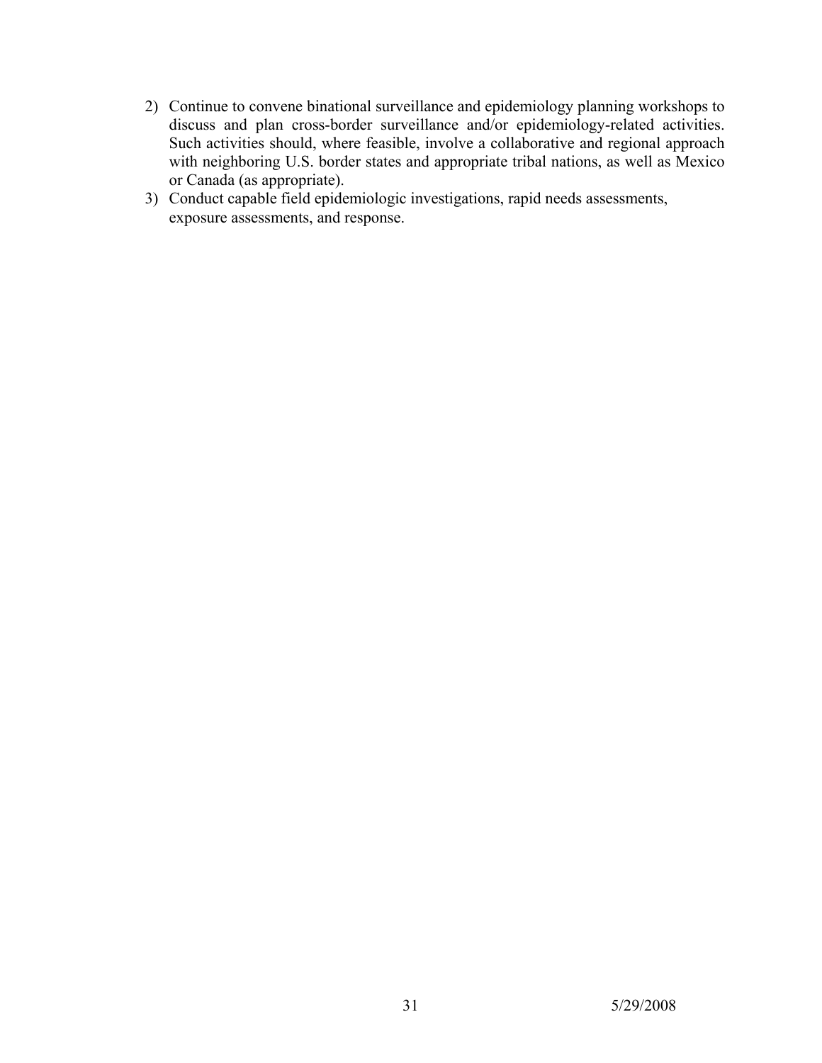2) Continue to convene binational surveillance and epidemiology planning workshops to discuss and plan cross-border surveillance and/or epidemiology-related activities. Such activities should, where feasible, involve a collaborative and regional approach with neighboring U.S. border states and appropriate tribal nations, as well as Mexico or Canada (as appropriate).
3) Conduct capable field epidemiologic investigations, rapid needs assessments, exposure assessments, and response.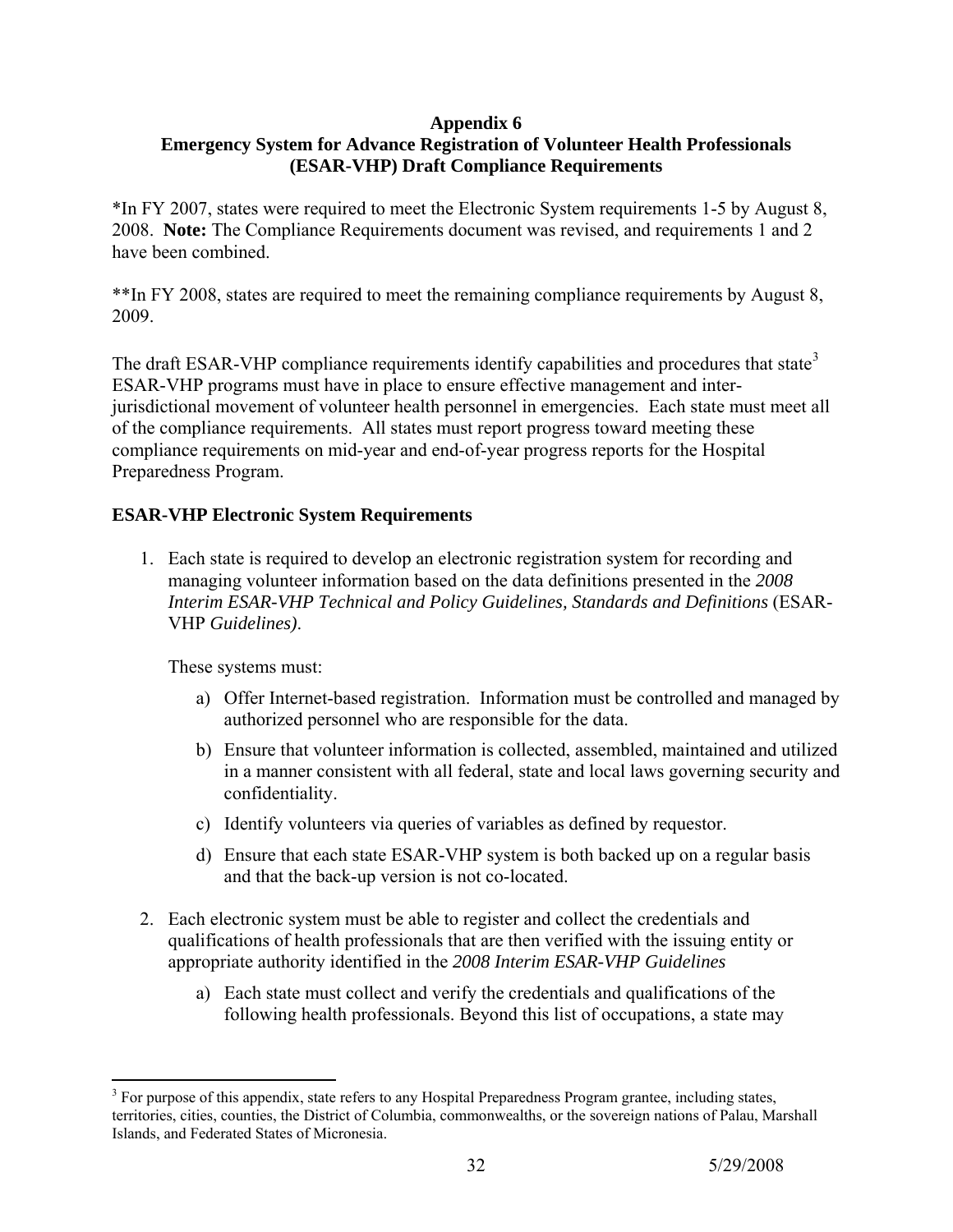**Appendix 6**
**Emergency System for Advance Registration of Volunteer Health Professionals (ESAR-VHP) Draft Compliance Requirements**

*In FY 2007, states were required to meet the Electronic System requirements 1-5 by August 8, 2008. **Note:** The Compliance Requirements document was revised, and requirements 1 and 2 have been combined.

**In FY 2008, states are required to meet the remaining compliance requirements by August 8, 2009.

The draft ESAR-VHP compliance requirements identify capabilities and procedures that state[3] ESAR-VHP programs must have in place to ensure effective management and inter-jurisdictional movement of volunteer health personnel in emergencies. Each state must meet all of the compliance requirements. All states must report progress toward meeting these compliance requirements on mid-year and end-of-year progress reports for the Hospital Preparedness Program.

**ESAR-VHP Electronic System Requirements**

1. Each state is required to develop an electronic registration system for recording and managing volunteer information based on the data definitions presented in the *2008 Interim ESAR-VHP Technical and Policy Guidelines, Standards and Definitions* (ESAR-VHP *Guidelines)*.

   These systems must:

   a) Offer Internet-based registration. Information must be controlled and managed by authorized personnel who are responsible for the data.

   b) Ensure that volunteer information is collected, assembled, maintained and utilized in a manner consistent with all federal, state and local laws governing security and confidentiality.

   c) Identify volunteers via queries of variables as defined by requestor.

   d) Ensure that each state ESAR-VHP system is both backed up on a regular basis and that the back-up version is not co-located.

2. Each electronic system must be able to register and collect the credentials and qualifications of health professionals that are then verified with the issuing entity or appropriate authority identified in the *2008 Interim ESAR-VHP Guidelines*

   a) Each state must collect and verify the credentials and qualifications of the following health professionals. Beyond this list of occupations, a state may

[3] For purpose of this appendix, state refers to any Hospital Preparedness Program grantee, including states, territories, cities, counties, the District of Columbia, commonwealths, or the sovereign nations of Palau, Marshall Islands, and Federated States of Micronesia.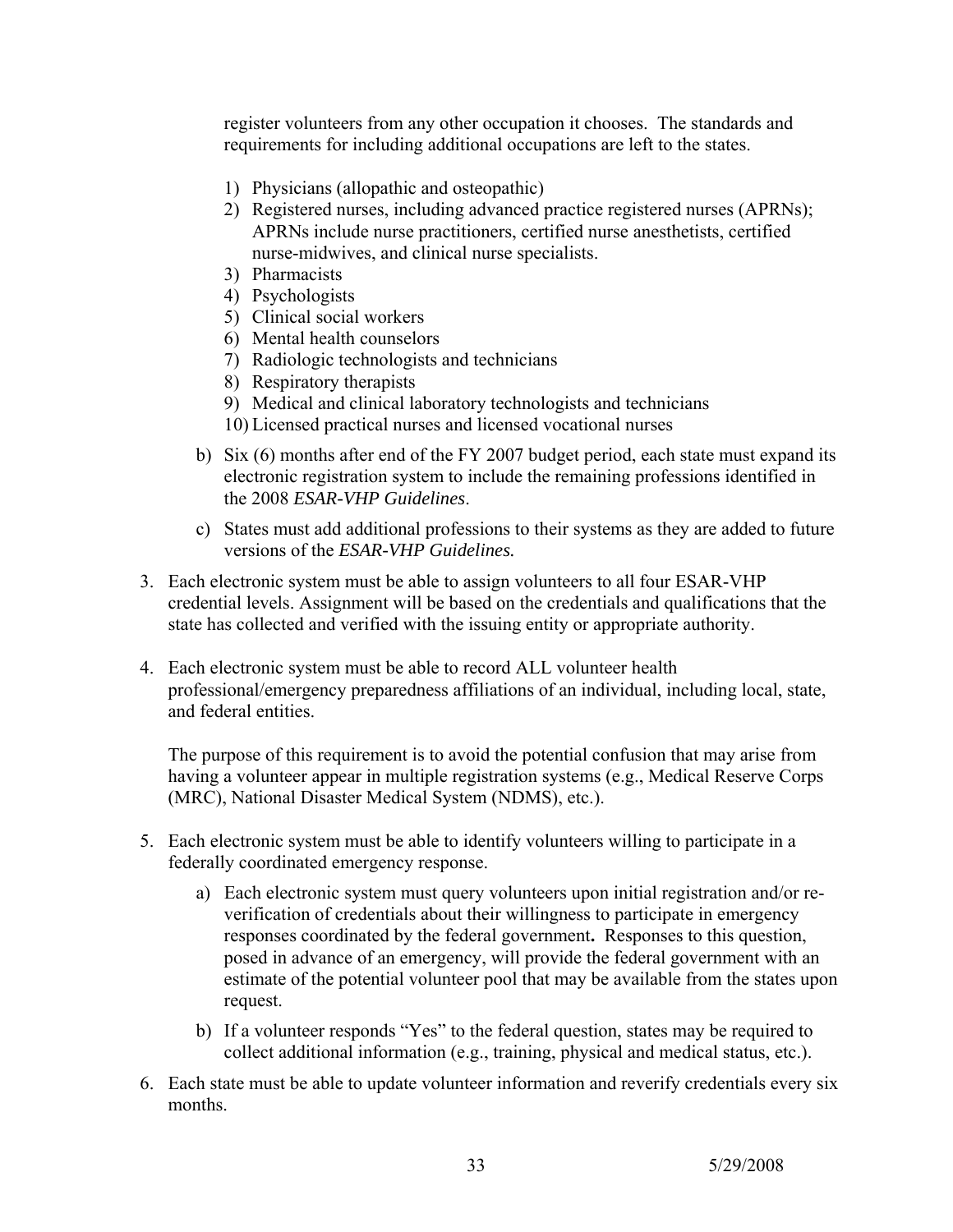register volunteers from any other occupation it chooses. The standards and requirements for including additional occupations are left to the states.

1) Physicians (allopathic and osteopathic)
2) Registered nurses, including advanced practice registered nurses (APRNs); APRNs include nurse practitioners, certified nurse anesthetists, certified nurse-midwives, and clinical nurse specialists.
3) Pharmacists
4) Psychologists
5) Clinical social workers
6) Mental health counselors
7) Radiologic technologists and technicians
8) Respiratory therapists
9) Medical and clinical laboratory technologists and technicians
10) Licensed practical nurses and licensed vocational nurses

b) Six (6) months after end of the FY 2007 budget period, each state must expand its electronic registration system to include the remaining professions identified in the 2008 *ESAR-VHP Guidelines*.

c) States must add additional professions to their systems as they are added to future versions of the *ESAR-VHP Guidelines.*

3. Each electronic system must be able to assign volunteers to all four ESAR-VHP credential levels. Assignment will be based on the credentials and qualifications that the state has collected and verified with the issuing entity or appropriate authority.

4. Each electronic system must be able to record ALL volunteer health professional/emergency preparedness affiliations of an individual, including local, state, and federal entities.

   The purpose of this requirement is to avoid the potential confusion that may arise from having a volunteer appear in multiple registration systems (e.g., Medical Reserve Corps (MRC), National Disaster Medical System (NDMS), etc.).

5. Each electronic system must be able to identify volunteers willing to participate in a federally coordinated emergency response.

   a) Each electronic system must query volunteers upon initial registration and/or re-verification of credentials about their willingness to participate in emergency responses coordinated by the federal government**.** Responses to this question, posed in advance of an emergency, will provide the federal government with an estimate of the potential volunteer pool that may be available from the states upon request.

   b) If a volunteer responds "Yes" to the federal question, states may be required to collect additional information (e.g., training, physical and medical status, etc.).

6. Each state must be able to update volunteer information and reverify credentials every six months.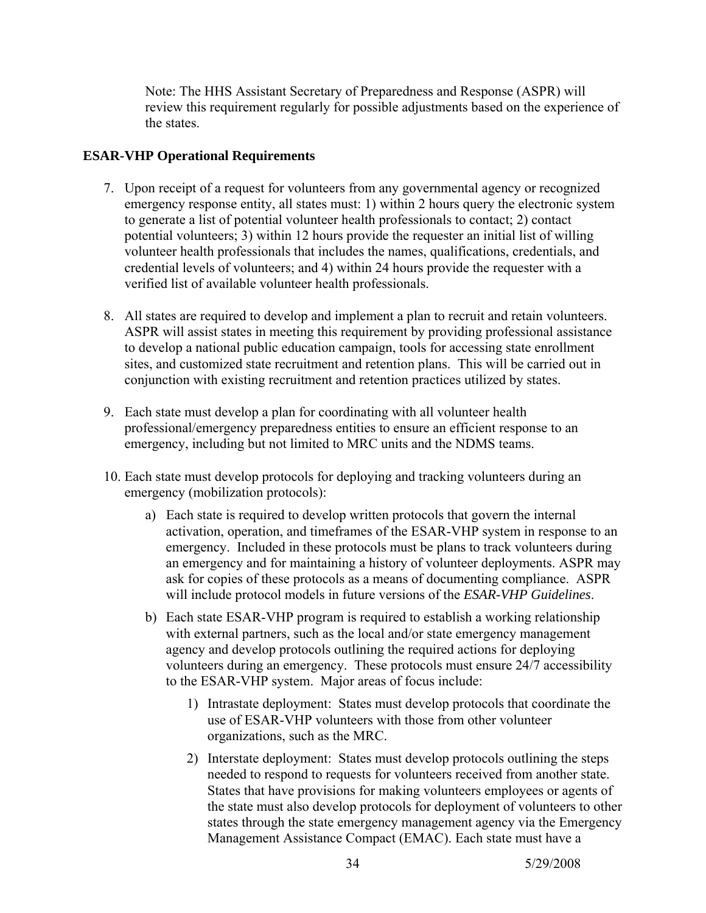Note: The HHS Assistant Secretary of Preparedness and Response (ASPR) will review this requirement regularly for possible adjustments based on the experience of the states.

**ESAR-VHP Operational Requirements**

7. Upon receipt of a request for volunteers from any governmental agency or recognized emergency response entity, all states must: 1) within 2 hours query the electronic system to generate a list of potential volunteer health professionals to contact; 2) contact potential volunteers; 3) within 12 hours provide the requester an initial list of willing volunteer health professionals that includes the names, qualifications, credentials, and credential levels of volunteers; and 4) within 24 hours provide the requester with a verified list of available volunteer health professionals.

8. All states are required to develop and implement a plan to recruit and retain volunteers. ASPR will assist states in meeting this requirement by providing professional assistance to develop a national public education campaign, tools for accessing state enrollment sites, and customized state recruitment and retention plans. This will be carried out in conjunction with existing recruitment and retention practices utilized by states.

9. Each state must develop a plan for coordinating with all volunteer health professional/emergency preparedness entities to ensure an efficient response to an emergency, including but not limited to MRC units and the NDMS teams.

10. Each state must develop protocols for deploying and tracking volunteers during an emergency (mobilization protocols):

    a) Each state is required to develop written protocols that govern the internal activation, operation, and timeframes of the ESAR-VHP system in response to an emergency. Included in these protocols must be plans to track volunteers during an emergency and for maintaining a history of volunteer deployments. ASPR may ask for copies of these protocols as a means of documenting compliance. ASPR will include protocol models in future versions of the *ESAR-VHP Guidelines*.

    b) Each state ESAR-VHP program is required to establish a working relationship with external partners, such as the local and/or state emergency management agency and develop protocols outlining the required actions for deploying volunteers during an emergency. These protocols must ensure 24/7 accessibility to the ESAR-VHP system. Major areas of focus include:

        1) Intrastate deployment: States must develop protocols that coordinate the use of ESAR-VHP volunteers with those from other volunteer organizations, such as the MRC.

        2) Interstate deployment: States must develop protocols outlining the steps needed to respond to requests for volunteers received from another state. States that have provisions for making volunteers employees or agents of the state must also develop protocols for deployment of volunteers to other states through the state emergency management agency via the Emergency Management Assistance Compact (EMAC). Each state must have a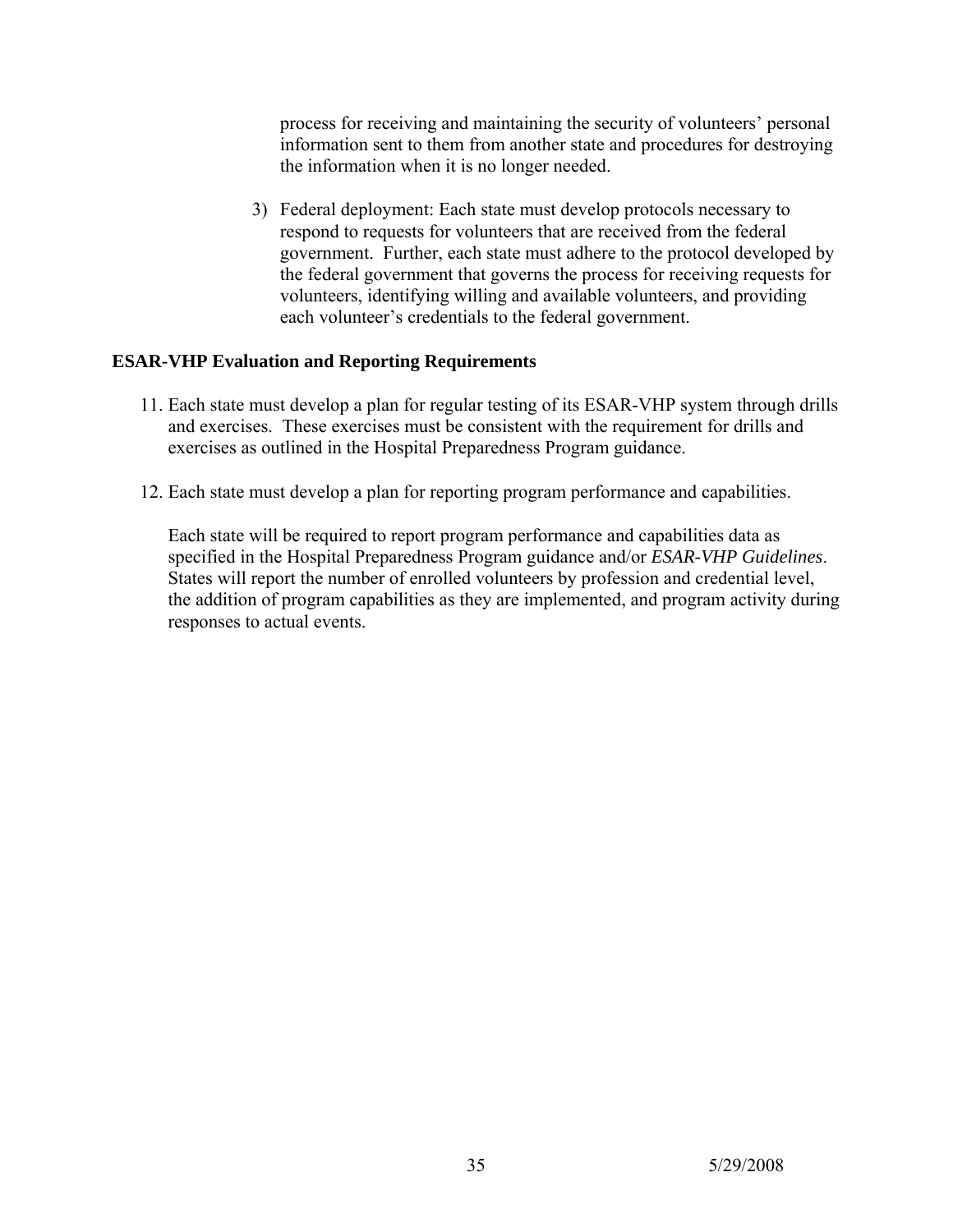process for receiving and maintaining the security of volunteers' personal information sent to them from another state and procedures for destroying the information when it is no longer needed.

3) Federal deployment: Each state must develop protocols necessary to respond to requests for volunteers that are received from the federal government. Further, each state must adhere to the protocol developed by the federal government that governs the process for receiving requests for volunteers, identifying willing and available volunteers, and providing each volunteer's credentials to the federal government.

**ESAR-VHP Evaluation and Reporting Requirements**

11. Each state must develop a plan for regular testing of its ESAR-VHP system through drills and exercises. These exercises must be consistent with the requirement for drills and exercises as outlined in the Hospital Preparedness Program guidance.

12. Each state must develop a plan for reporting program performance and capabilities.

    Each state will be required to report program performance and capabilities data as specified in the Hospital Preparedness Program guidance and/or *ESAR-VHP Guidelines*. States will report the number of enrolled volunteers by profession and credential level, the addition of program capabilities as they are implemented, and program activity during responses to actual events.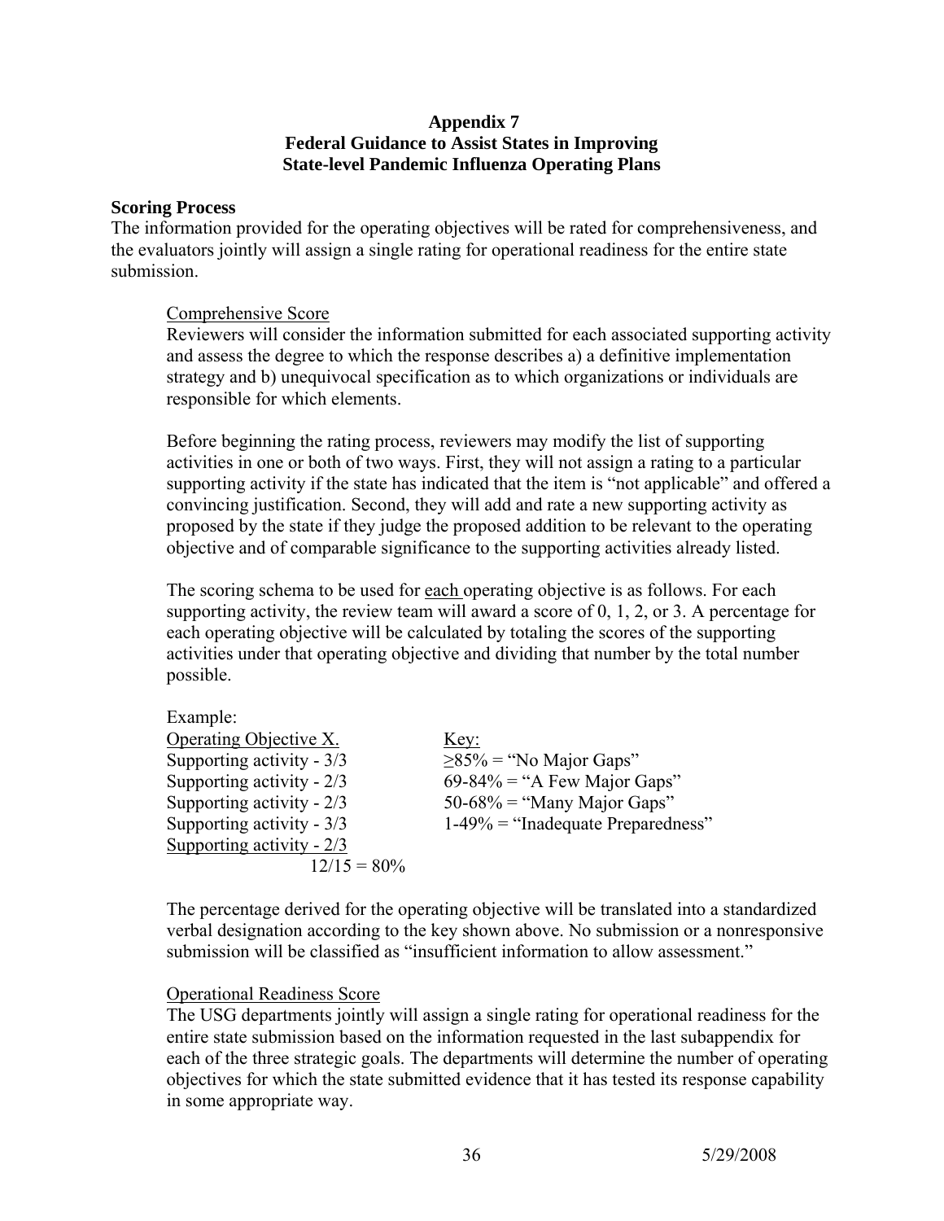# Appendix 7
## Federal Guidance to Assist States in Improving State-level Pandemic Influenza Operating Plans

**Scoring Process**

The information provided for the operating objectives will be rated for comprehensiveness, and the evaluators jointly will assign a single rating for operational readiness for the entire state submission.

Comprehensive Score

Reviewers will consider the information submitted for each associated supporting activity and assess the degree to which the response describes a) a definitive implementation strategy and b) unequivocal specification as to which organizations or individuals are responsible for which elements.

Before beginning the rating process, reviewers may modify the list of supporting activities in one or both of two ways. First, they will not assign a rating to a particular supporting activity if the state has indicated that the item is "not applicable" and offered a convincing justification. Second, they will add and rate a new supporting activity as proposed by the state if they judge the proposed addition to be relevant to the operating objective and of comparable significance to the supporting activities already listed.

The scoring schema to be used for each operating objective is as follows. For each supporting activity, the review team will award a score of 0, 1, 2, or 3. A percentage for each operating objective will be calculated by totaling the scores of the supporting activities under that operating objective and dividing that number by the total number possible.

Example:

| Operating Objective X. | Key: |
|---|---|
| Supporting activity - 3/3 | ≥85% = "No Major Gaps" |
| Supporting activity - 2/3 | 69-84% = "A Few Major Gaps" |
| Supporting activity - 2/3 | 50-68% = "Many Major Gaps" |
| Supporting activity - 3/3 | 1-49% = "Inadequate Preparedness" |
| Supporting activity - 2/3 | |
| 12/15 = 80% | |

The percentage derived for the operating objective will be translated into a standardized verbal designation according to the key shown above. No submission or a nonresponsive submission will be classified as "insufficient information to allow assessment."

Operational Readiness Score

The USG departments jointly will assign a single rating for operational readiness for the entire state submission based on the information requested in the last subappendix for each of the three strategic goals. The departments will determine the number of operating objectives for which the state submitted evidence that it has tested its response capability in some appropriate way.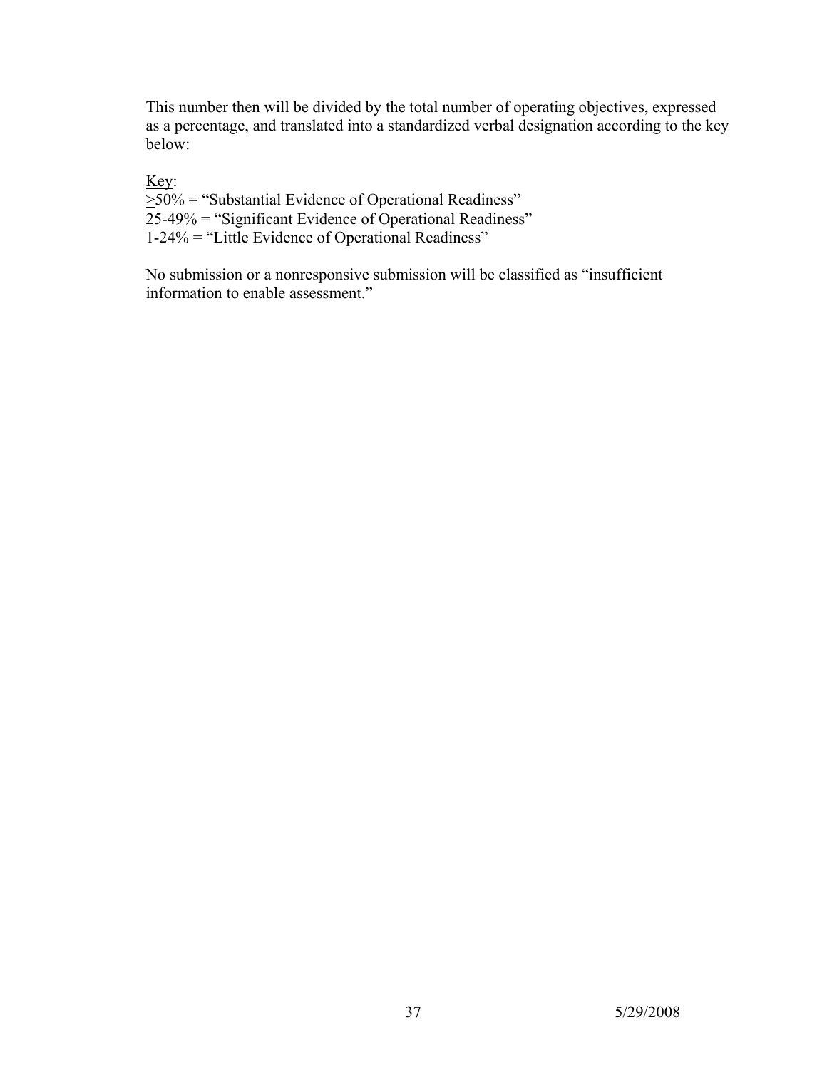This number then will be divided by the total number of operating objectives, expressed as a percentage, and translated into a standardized verbal designation according to the key below:

Key:
≥50% = "Substantial Evidence of Operational Readiness"
25-49% = "Significant Evidence of Operational Readiness"
1-24% = "Little Evidence of Operational Readiness"

No submission or a nonresponsive submission will be classified as "insufficient information to enable assessment."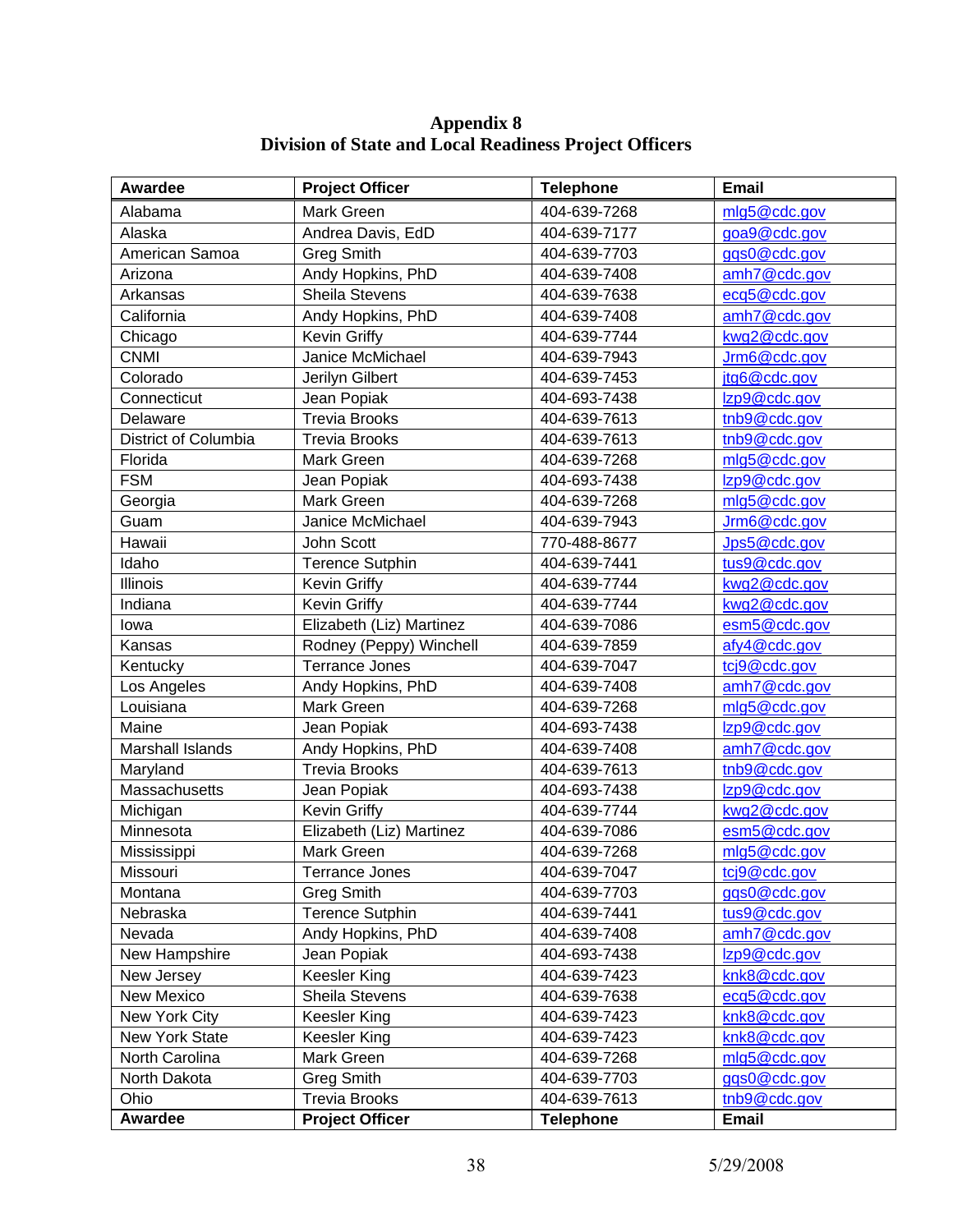# Appendix 8
## Division of State and Local Readiness Project Officers

| Awardee | Project Officer | Telephone | Email |
|---|---|---|---|
| Alabama | Mark Green | 404-639-7268 | mlg5@cdc.gov |
| Alaska | Andrea Davis, EdD | 404-639-7177 | goa9@cdc.gov |
| American Samoa | Greg Smith | 404-639-7703 | ggs0@cdc.gov |
| Arizona | Andy Hopkins, PhD | 404-639-7408 | amh7@cdc.gov |
| Arkansas | Sheila Stevens | 404-639-7638 | ecg5@cdc.gov |
| California | Andy Hopkins, PhD | 404-639-7408 | amh7@cdc.gov |
| Chicago | Kevin Griffy | 404-639-7744 | kwg2@cdc.gov |
| CNMI | Janice McMichael | 404-639-7943 | Jrm6@cdc.gov |
| Colorado | Jerilyn Gilbert | 404-639-7453 | jtg6@cdc.gov |
| Connecticut | Jean Popiak | 404-693-7438 | lzp9@cdc.gov |
| Delaware | Trevia Brooks | 404-639-7613 | tnb9@cdc.gov |
| District of Columbia | Trevia Brooks | 404-639-7613 | tnb9@cdc.gov |
| Florida | Mark Green | 404-639-7268 | mlg5@cdc.gov |
| FSM | Jean Popiak | 404-693-7438 | lzp9@cdc.gov |
| Georgia | Mark Green | 404-639-7268 | mlg5@cdc.gov |
| Guam | Janice McMichael | 404-639-7943 | Jrm6@cdc.gov |
| Hawaii | John Scott | 770-488-8677 | Jps5@cdc.gov |
| Idaho | Terence Sutphin | 404-639-7441 | tus9@cdc.gov |
| Illinois | Kevin Griffy | 404-639-7744 | kwg2@cdc.gov |
| Indiana | Kevin Griffy | 404-639-7744 | kwg2@cdc.gov |
| Iowa | Elizabeth (Liz) Martinez | 404-639-7086 | esm5@cdc.gov |
| Kansas | Rodney (Peppy) Winchell | 404-639-7859 | afy4@cdc.gov |
| Kentucky | Terrance Jones | 404-639-7047 | tcj9@cdc.gov |
| Los Angeles | Andy Hopkins, PhD | 404-639-7408 | amh7@cdc.gov |
| Louisiana | Mark Green | 404-639-7268 | mlg5@cdc.gov |
| Maine | Jean Popiak | 404-693-7438 | lzp9@cdc.gov |
| Marshall Islands | Andy Hopkins, PhD | 404-639-7408 | amh7@cdc.gov |
| Maryland | Trevia Brooks | 404-639-7613 | tnb9@cdc.gov |
| Massachusetts | Jean Popiak | 404-693-7438 | lzp9@cdc.gov |
| Michigan | Kevin Griffy | 404-639-7744 | kwg2@cdc.gov |
| Minnesota | Elizabeth (Liz) Martinez | 404-639-7086 | esm5@cdc.gov |
| Mississippi | Mark Green | 404-639-7268 | mlg5@cdc.gov |
| Missouri | Terrance Jones | 404-639-7047 | tcj9@cdc.gov |
| Montana | Greg Smith | 404-639-7703 | ggs0@cdc.gov |
| Nebraska | Terence Sutphin | 404-639-7441 | tus9@cdc.gov |
| Nevada | Andy Hopkins, PhD | 404-639-7408 | amh7@cdc.gov |
| New Hampshire | Jean Popiak | 404-693-7438 | lzp9@cdc.gov |
| New Jersey | Keesler King | 404-639-7423 | knk8@cdc.gov |
| New Mexico | Sheila Stevens | 404-639-7638 | ecg5@cdc.gov |
| New York City | Keesler King | 404-639-7423 | knk8@cdc.gov |
| New York State | Keesler King | 404-639-7423 | knk8@cdc.gov |
| North Carolina | Mark Green | 404-639-7268 | mlg5@cdc.gov |
| North Dakota | Greg Smith | 404-639-7703 | ggs0@cdc.gov |
| Ohio | Trevia Brooks | 404-639-7613 | tnb9@cdc.gov |
| **Awardee** | **Project Officer** | **Telephone** | **Email** |

5/29/2008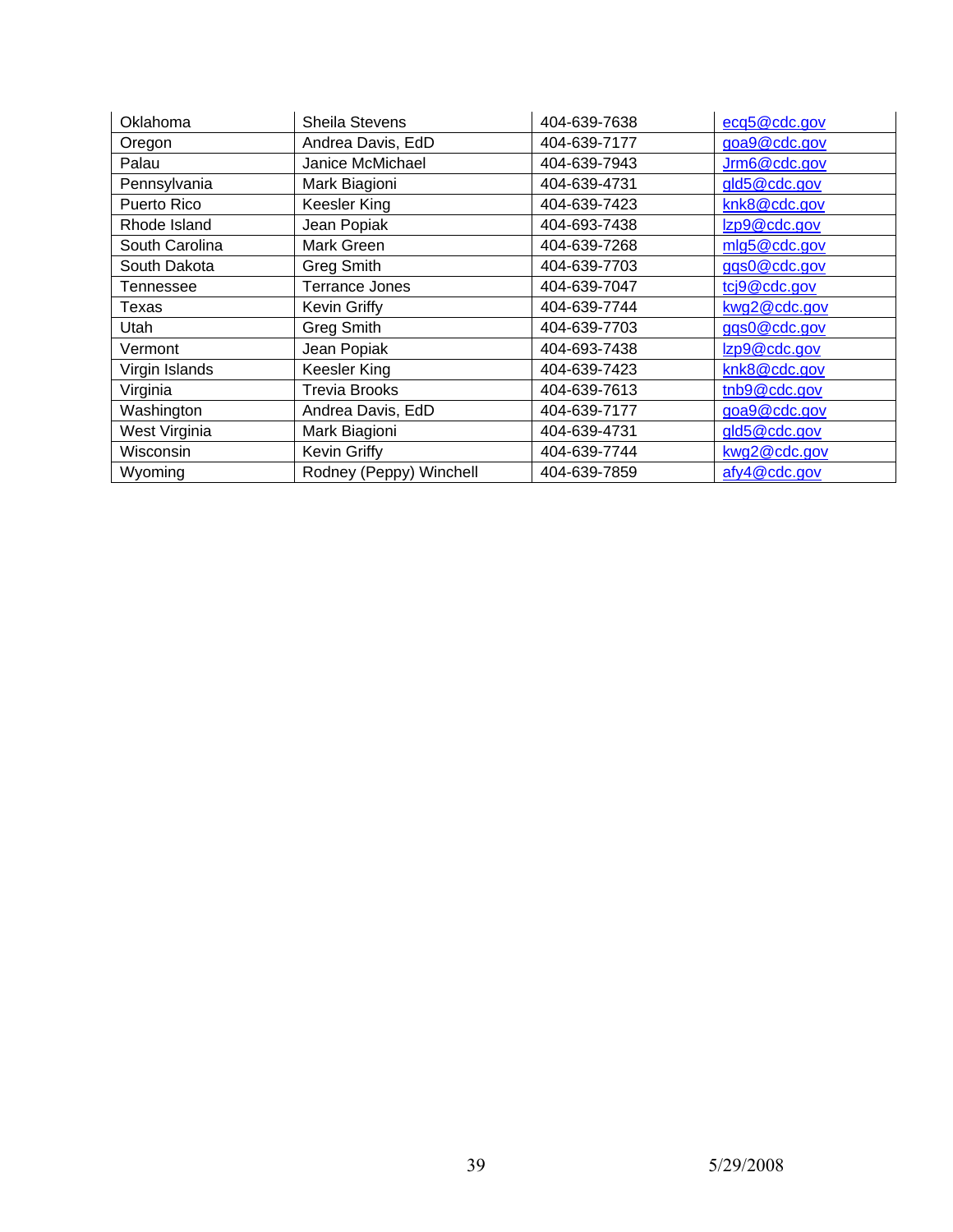| Oklahoma | Sheila Stevens | 404-639-7638 | ecq5@cdc.gov |
|---|---|---|---|
| Oregon | Andrea Davis, EdD | 404-639-7177 | goa9@cdc.gov |
| Palau | Janice McMichael | 404-639-7943 | Jrm6@cdc.gov |
| Pennsylvania | Mark Biagioni | 404-639-4731 | gld5@cdc.gov |
| Puerto Rico | Keesler King | 404-639-7423 | knk8@cdc.gov |
| Rhode Island | Jean Popiak | 404-693-7438 | lzp9@cdc.gov |
| South Carolina | Mark Green | 404-639-7268 | mlg5@cdc.gov |
| South Dakota | Greg Smith | 404-639-7703 | gqs0@cdc.gov |
| Tennessee | Terrance Jones | 404-639-7047 | tcj9@cdc.gov |
| Texas | Kevin Griffy | 404-639-7744 | kwg2@cdc.gov |
| Utah | Greg Smith | 404-639-7703 | gqs0@cdc.gov |
| Vermont | Jean Popiak | 404-693-7438 | lzp9@cdc.gov |
| Virgin Islands | Keesler King | 404-639-7423 | knk8@cdc.gov |
| Virginia | Trevia Brooks | 404-639-7613 | tnb9@cdc.gov |
| Washington | Andrea Davis, EdD | 404-639-7177 | goa9@cdc.gov |
| West Virginia | Mark Biagioni | 404-639-4731 | gld5@cdc.gov |
| Wisconsin | Kevin Griffy | 404-639-7744 | kwg2@cdc.gov |
| Wyoming | Rodney (Peppy) Winchell | 404-639-7859 | afy4@cdc.gov |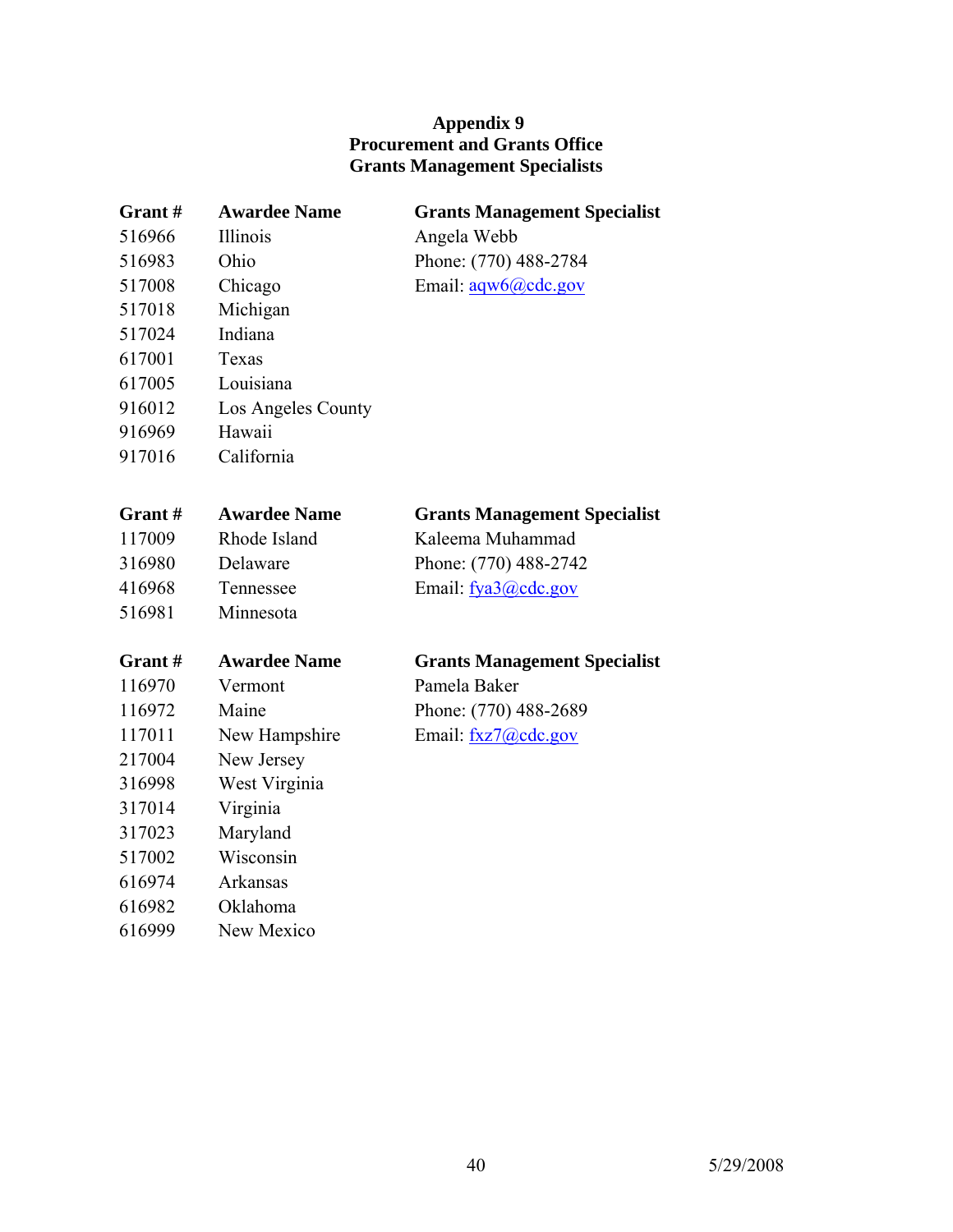**Appendix 9**
**Procurement and Grants Office**
**Grants Management Specialists**

| Grant # | Awardee Name | Grants Management Specialist |
|---|---|---|
| 516966 | Illinois | Angela Webb |
| 516983 | Ohio | Phone: (770) 488-2784 |
| 517008 | Chicago | Email: aqw6@cdc.gov |
| 517018 | Michigan | |
| 517024 | Indiana | |
| 617001 | Texas | |
| 617005 | Louisiana | |
| 916012 | Los Angeles County | |
| 916969 | Hawaii | |
| 917016 | California | |

| Grant # | Awardee Name | Grants Management Specialist |
|---|---|---|
| 117009 | Rhode Island | Kaleema Muhammad |
| 316980 | Delaware | Phone: (770) 488-2742 |
| 416968 | Tennessee | Email: fya3@cdc.gov |
| 516981 | Minnesota | |

| Grant # | Awardee Name | Grants Management Specialist |
|---|---|---|
| 116970 | Vermont | Pamela Baker |
| 116972 | Maine | Phone: (770) 488-2689 |
| 117011 | New Hampshire | Email: fxz7@cdc.gov |
| 217004 | New Jersey | |
| 316998 | West Virginia | |
| 317014 | Virginia | |
| 317023 | Maryland | |
| 517002 | Wisconsin | |
| 616974 | Arkansas | |
| 616982 | Oklahoma | |
| 616999 | New Mexico | |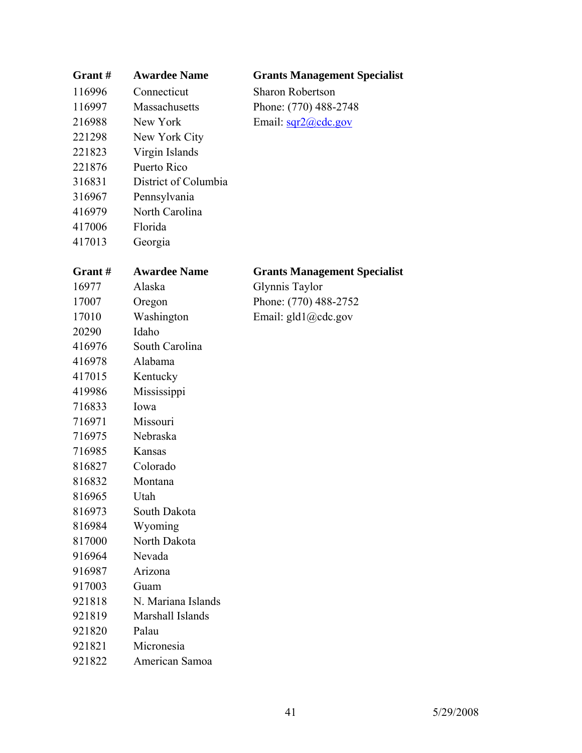| Grant # | Awardee Name | Grants Management Specialist |
|---|---|---|
| 116996 | Connecticut | Sharon Robertson |
| 116997 | Massachusetts | Phone: (770) 488-2748 |
| 216988 | New York | Email: sqr2@cdc.gov |
| 221298 | New York City | |
| 221823 | Virgin Islands | |
| 221876 | Puerto Rico | |
| 316831 | District of Columbia | |
| 316967 | Pennsylvania | |
| 416979 | North Carolina | |
| 417006 | Florida | |
| 417013 | Georgia | |

| Grant # | Awardee Name | Grants Management Specialist |
|---|---|---|
| 16977 | Alaska | Glynnis Taylor |
| 17007 | Oregon | Phone: (770) 488-2752 |
| 17010 | Washington | Email: gld1@cdc.gov |
| 20290 | Idaho | |
| 416976 | South Carolina | |
| 416978 | Alabama | |
| 417015 | Kentucky | |
| 419986 | Mississippi | |
| 716833 | Iowa | |
| 716971 | Missouri | |
| 716975 | Nebraska | |
| 716985 | Kansas | |
| 816827 | Colorado | |
| 816832 | Montana | |
| 816965 | Utah | |
| 816973 | South Dakota | |
| 816984 | Wyoming | |
| 817000 | North Dakota | |
| 916964 | Nevada | |
| 916987 | Arizona | |
| 917003 | Guam | |
| 921818 | N. Mariana Islands | |
| 921819 | Marshall Islands | |
| 921820 | Palau | |
| 921821 | Micronesia | |
| 921822 | American Samoa | |

5/29/2008